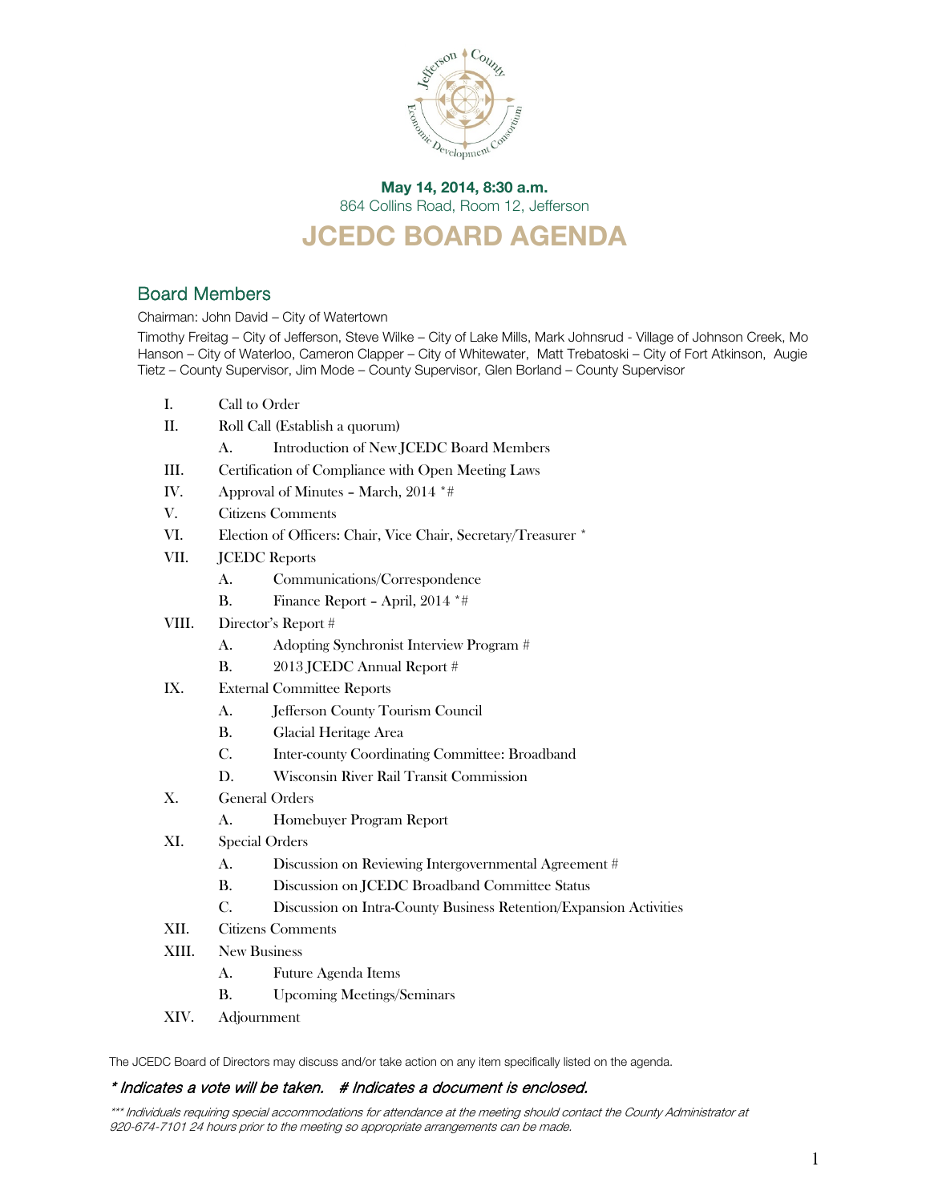**May 14, 2014, 8:30 a.m.**

864 Collins Road, Room 12, Jefferson

# JCEDC BOARD AGENDA

## Board Members

Chairman: John David – City of Watertown

Timothy Freitag – City of Jefferson, Steve Wilke – City of Lake Mills, Mark Johnsrud - Village of Johnson Creek, Mo Hanson – City of Waterloo, Cameron Clapper – City of Whitewater, Matt Trebatoski – City of Fort Atkinson, Augie Tietz – County Supervisor, Jim Mode – County Supervisor, Glen Borland – County Supervisor

I. Call to Order

II. Roll Call (Establish a quorum)

  A. Introduction of New JCEDC Board Members

III. Certification of Compliance with Open Meeting Laws

IV. Approval of Minutes – March, 2014 *#

V. Citizens Comments

VI. Election of Officers: Chair, Vice Chair, Secretary/Treasurer *

VII. JCEDC Reports

  A. Communications/Correspondence

  B. Finance Report – April, 2014 *#

VIII. Director's Report #

  A. Adopting Synchronist Interview Program #

  B. 2013 JCEDC Annual Report #

IX. External Committee Reports

  A. Jefferson County Tourism Council

  B. Glacial Heritage Area

  C. Inter-county Coordinating Committee: Broadband

  D. Wisconsin River Rail Transit Commission

X. General Orders

  A. Homebuyer Program Report

XI. Special Orders

  A. Discussion on Reviewing Intergovernmental Agreement #

  B. Discussion on JCEDC Broadband Committee Status

  C. Discussion on Intra-County Business Retention/Expansion Activities

XII. Citizens Comments

XIII. New Business

  A. Future Agenda Items

  B. Upcoming Meetings/Seminars

XIV. Adjournment

The JCEDC Board of Directors may discuss and/or take action on any item specifically listed on the agenda.

***\* Indicates a vote will be taken. # Indicates a document is enclosed.***

*\*\*\* Individuals requiring special accommodations for attendance at the meeting should contact the County Administrator at 920-674-7101 24 hours prior to the meeting so appropriate arrangements can be made.*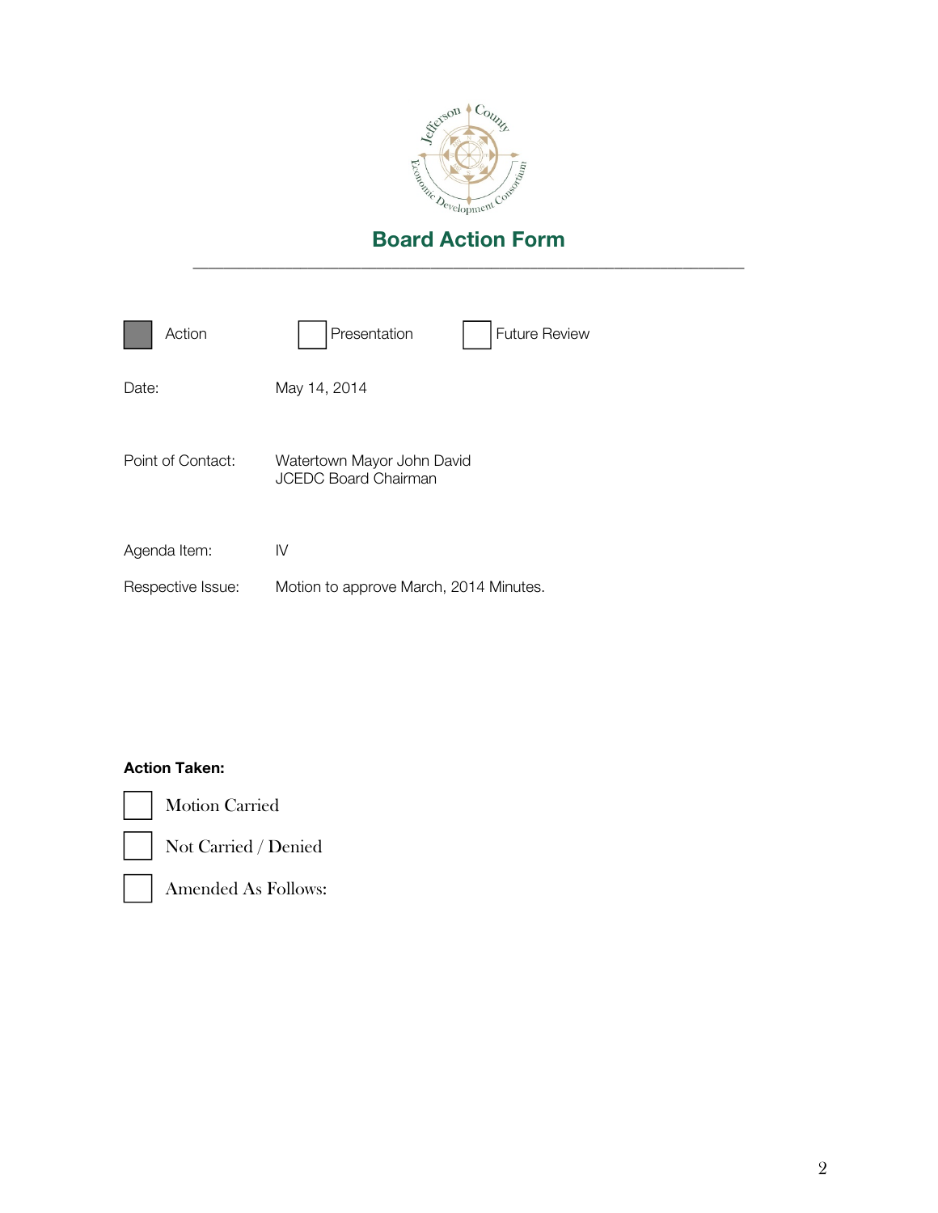Jefferson County Economic Development Consortium

# Board Action Form

---

- [x] Action
- [ ] Presentation
- [ ] Future Review

Date: May 14, 2014

Point of Contact: Watertown Mayor John David
JCEDC Board Chairman

Agenda Item: IV

Respective Issue: Motion to approve March, 2014 Minutes.

**Action Taken:**

- [ ] Motion Carried
- [ ] Not Carried / Denied
- [ ] Amended As Follows: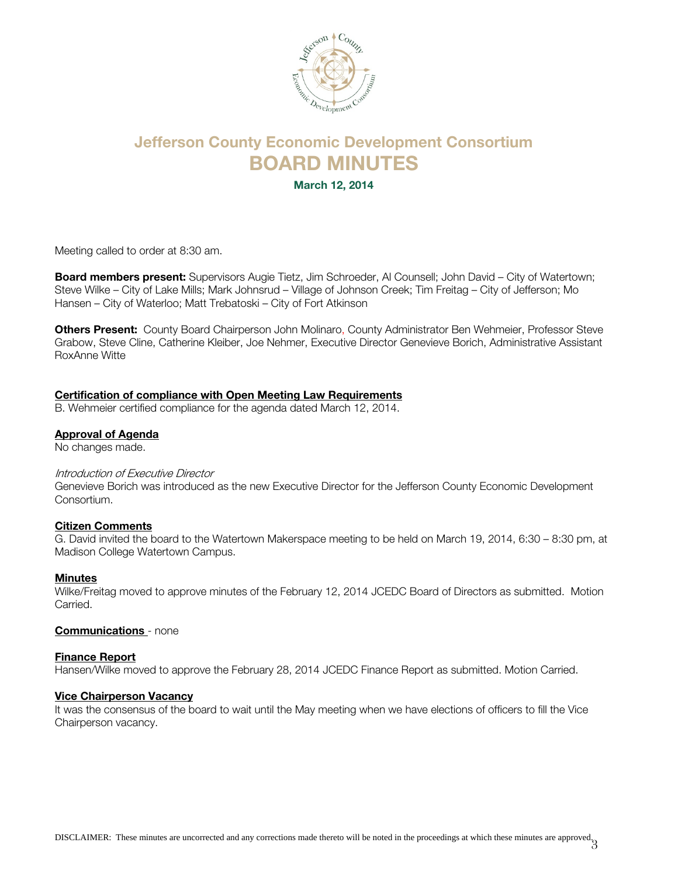# Jefferson County Economic Development Consortium

# BOARD MINUTES

**March 12, 2014**

Meeting called to order at 8:30 am.

**Board members present:** Supervisors Augie Tietz, Jim Schroeder, Al Counsell; John David – City of Watertown; Steve Wilke – City of Lake Mills; Mark Johnsrud – Village of Johnson Creek; Tim Freitag – City of Jefferson; Mo Hansen – City of Waterloo; Matt Trebatoski – City of Fort Atkinson

**Others Present:** County Board Chairperson John Molinaro, County Administrator Ben Wehmeier, Professor Steve Grabow, Steve Cline, Catherine Kleiber, Joe Nehmer, Executive Director Genevieve Borich, Administrative Assistant RoxAnne Witte

**Certification of compliance with Open Meeting Law Requirements**

B. Wehmeier certified compliance for the agenda dated March 12, 2014.

**Approval of Agenda**

No changes made.

*Introduction of Executive Director*

Genevieve Borich was introduced as the new Executive Director for the Jefferson County Economic Development Consortium.

**Citizen Comments**

G. David invited the board to the Watertown Makerspace meeting to be held on March 19, 2014, 6:30 – 8:30 pm, at Madison College Watertown Campus.

**Minutes**

Wilke/Freitag moved to approve minutes of the February 12, 2014 JCEDC Board of Directors as submitted. Motion Carried.

**Communications** - none

**Finance Report**

Hansen/Wilke moved to approve the February 28, 2014 JCEDC Finance Report as submitted. Motion Carried.

**Vice Chairperson Vacancy**

It was the consensus of the board to wait until the May meeting when we have elections of officers to fill the Vice Chairperson vacancy.

DISCLAIMER: These minutes are uncorrected and any corrections made thereto will be noted in the proceedings at which these minutes are approved.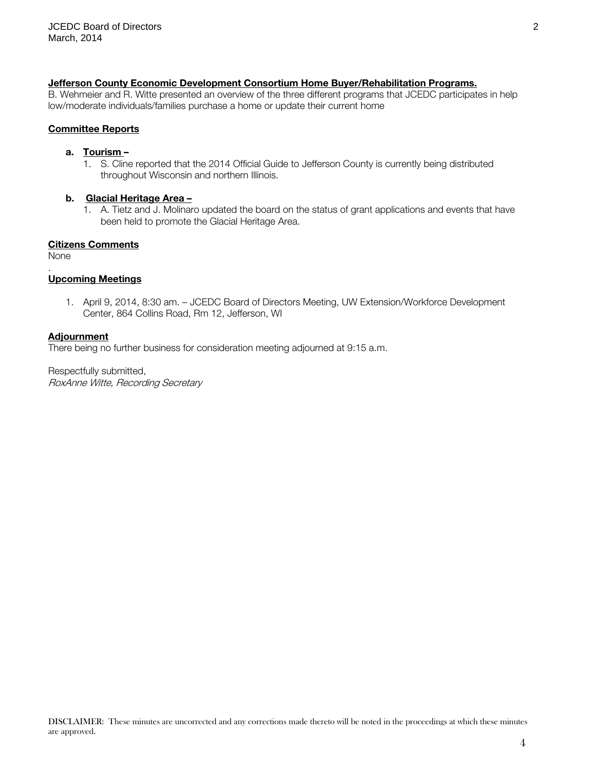**Jefferson County Economic Development Consortium Home Buyer/Rehabilitation Programs.**
B. Wehmeier and R. Witte presented an overview of the three different programs that JCEDC participates in help low/moderate individuals/families purchase a home or update their current home

**Committee Reports**

**a. Tourism –**

1. S. Cline reported that the 2014 Official Guide to Jefferson County is currently being distributed throughout Wisconsin and northern Illinois.

**b. Glacial Heritage Area –**

1. A. Tietz and J. Molinaro updated the board on the status of grant applications and events that have been held to promote the Glacial Heritage Area.

**Citizens Comments**
None
.
**Upcoming Meetings**

1. April 9, 2014, 8:30 am. – JCEDC Board of Directors Meeting, UW Extension/Workforce Development Center, 864 Collins Road, Rm 12, Jefferson, WI

**Adjournment**
There being no further business for consideration meeting adjourned at 9:15 a.m.

Respectfully submitted,
*RoxAnne Witte, Recording Secretary*

DISCLAIMER: These minutes are uncorrected and any corrections made thereto will be noted in the proceedings at which these minutes are approved.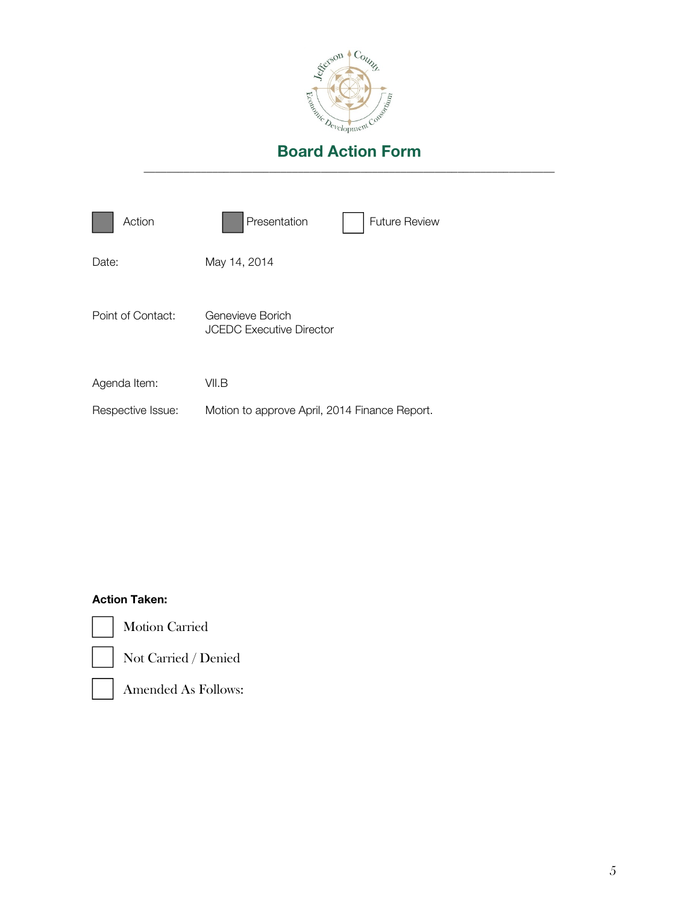# Board Action Form

---

- [x] Action
- [x] Presentation
- [ ] Future Review

Date: May 14, 2014

Point of Contact: Genevieve Borich
JCEDC Executive Director

Agenda Item: VII.B

Respective Issue: Motion to approve April, 2014 Finance Report.

**Action Taken:**

- [ ] Motion Carried
- [ ] Not Carried / Denied
- [ ] Amended As Follows: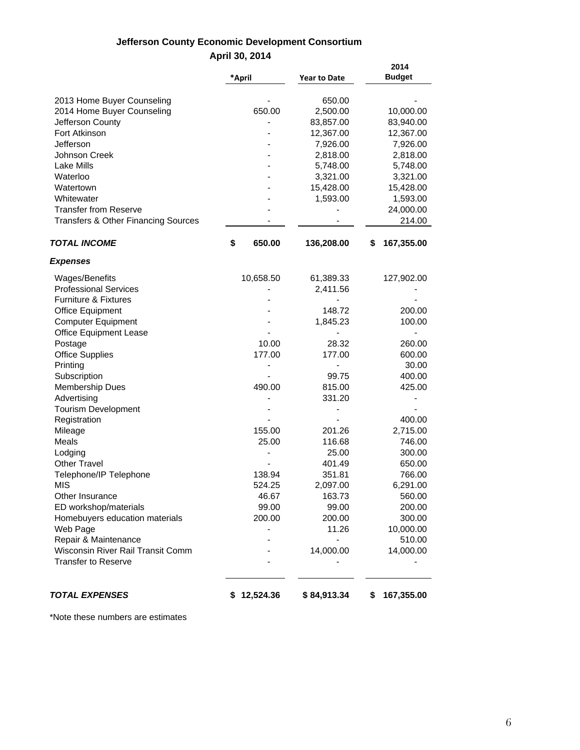**Jefferson County Economic Development Consortium**

**April 30, 2014**

| | *April | Year to Date | 2014 Budget |
|---|---|---|---|
| 2013 Home Buyer Counseling | - | 650.00 | - |
| 2014 Home Buyer Counseling | 650.00 | 2,500.00 | 10,000.00 |
| Jefferson County | - | 83,857.00 | 83,940.00 |
| Fort Atkinson | - | 12,367.00 | 12,367.00 |
| Jefferson | - | 7,926.00 | 7,926.00 |
| Johnson Creek | - | 2,818.00 | 2,818.00 |
| Lake Mills | - | 5,748.00 | 5,748.00 |
| Waterloo | - | 3,321.00 | 3,321.00 |
| Watertown | - | 15,428.00 | 15,428.00 |
| Whitewater | - | 1,593.00 | 1,593.00 |
| Transfer from Reserve | - | - | 24,000.00 |
| Transfers & Other Financing Sources | - | - | 214.00 |
| ***TOTAL INCOME*** | **$ 650.00** | **136,208.00** | **$ 167,355.00** |
| ***Expenses*** | | | |
| Wages/Benefits | 10,658.50 | 61,389.33 | 127,902.00 |
| Professional Services | - | 2,411.56 | - |
| Furniture & Fixtures | - | - | - |
| Office Equipment | - | 148.72 | 200.00 |
| Computer Equipment | - | 1,845.23 | 100.00 |
| Office Equipment Lease | - | - | - |
| Postage | 10.00 | 28.32 | 260.00 |
| Office Supplies | 177.00 | 177.00 | 600.00 |
| Printing | - | - | 30.00 |
| Subscription | - | 99.75 | 400.00 |
| Membership Dues | 490.00 | 815.00 | 425.00 |
| Advertising | - | 331.20 | - |
| Tourism Development | - | - | - |
| Registration | - | - | 400.00 |
| Mileage | 155.00 | 201.26 | 2,715.00 |
| Meals | 25.00 | 116.68 | 746.00 |
| Lodging | - | 25.00 | 300.00 |
| Other Travel | - | 401.49 | 650.00 |
| Telephone/IP Telephone | 138.94 | 351.81 | 766.00 |
| MIS | 524.25 | 2,097.00 | 6,291.00 |
| Other Insurance | 46.67 | 163.73 | 560.00 |
| ED workshop/materials | 99.00 | 99.00 | 200.00 |
| Homebuyers education materials | 200.00 | 200.00 | 300.00 |
| Web Page | - | 11.26 | 10,000.00 |
| Repair & Maintenance | - | - | 510.00 |
| Wisconsin River Rail Transit Comm | - | 14,000.00 | 14,000.00 |
| Transfer to Reserve | - | - | - |
| ***TOTAL EXPENSES*** | **$ 12,524.36** | **$ 84,913.34** | **$ 167,355.00** |

*Note these numbers are estimates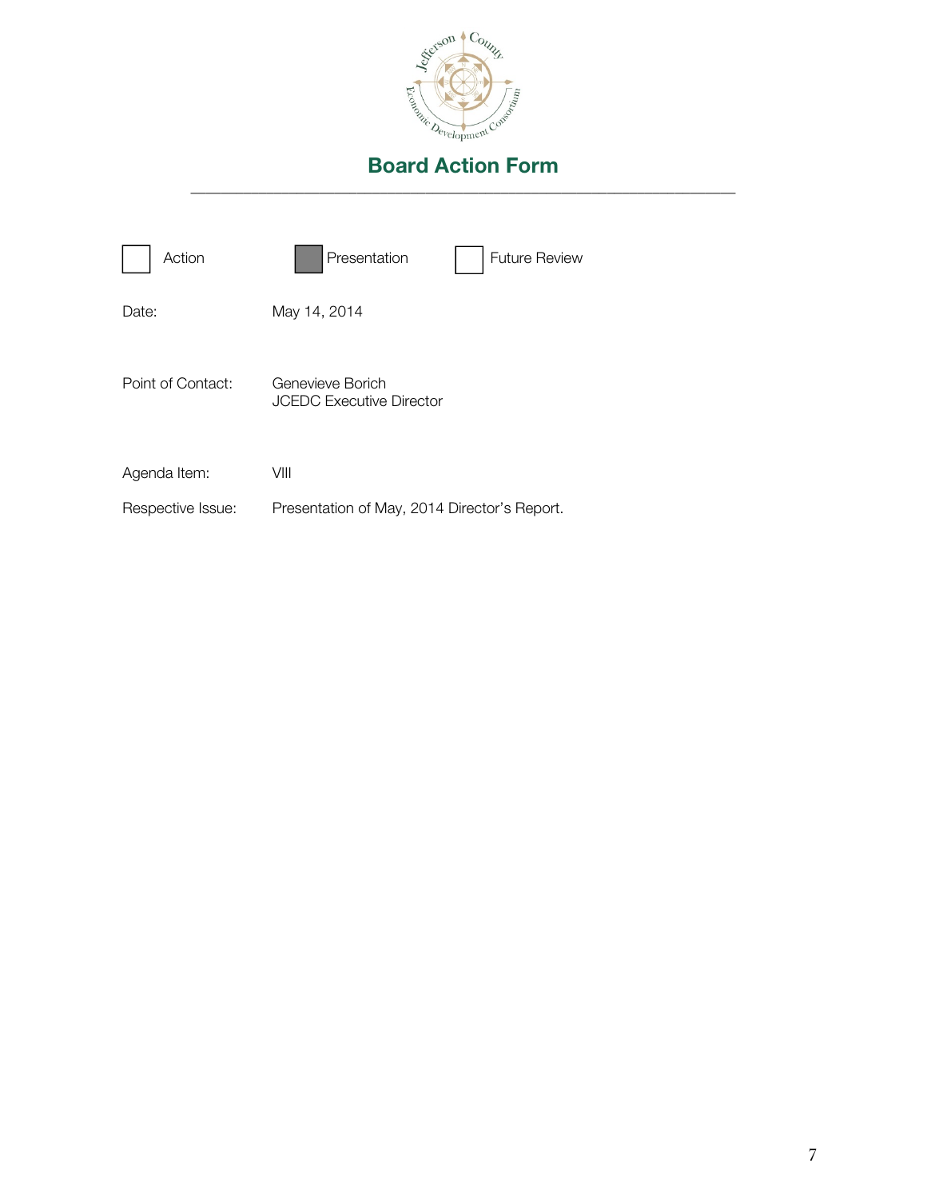# Board Action Form

---

☐ Action ■ Presentation ☐ Future Review

Date: May 14, 2014

Point of Contact: Genevieve Borich
JCEDC Executive Director

Agenda Item: VIII

Respective Issue: Presentation of May, 2014 Director's Report.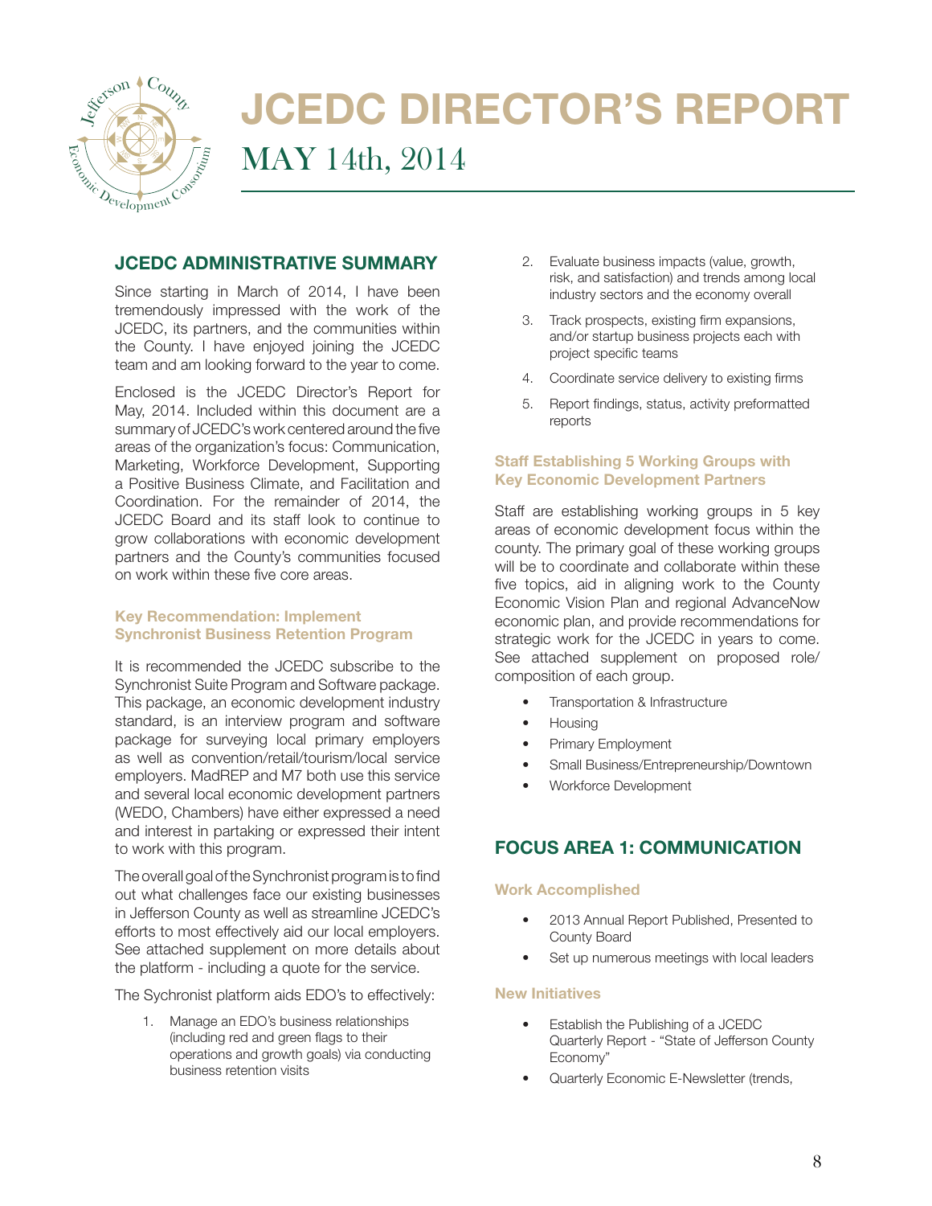# JCEDC DIRECTOR'S REPORT

MAY 14th, 2014

## JCEDC ADMINISTRATIVE SUMMARY

Since starting in March of 2014, I have been tremendously impressed with the work of the JCEDC, its partners, and the communities within the County. I have enjoyed joining the JCEDC team and am looking forward to the year to come.

Enclosed is the JCEDC Director's Report for May, 2014. Included within this document are a summary of JCEDC's work centered around the five areas of the organization's focus: Communication, Marketing, Workforce Development, Supporting a Positive Business Climate, and Facilitation and Coordination. For the remainder of 2014, the JCEDC Board and its staff look to continue to grow collaborations with economic development partners and the County's communities focused on work within these five core areas.

### Key Recommendation: Implement Synchronist Business Retention Program

It is recommended the JCEDC subscribe to the Synchronist Suite Program and Software package. This package, an economic development industry standard, is an interview program and software package for surveying local primary employers as well as convention/retail/tourism/local service employers. MadREP and M7 both use this service and several local economic development partners (WEDO, Chambers) have either expressed a need and interest in partaking or expressed their intent to work with this program.

The overall goal of the Synchronist program is to find out what challenges face our existing businesses in Jefferson County as well as streamline JCEDC's efforts to most effectively aid our local employers. See attached supplement on more details about the platform - including a quote for the service.

The Sychronist platform aids EDO's to effectively:

1. Manage an EDO's business relationships (including red and green flags to their operations and growth goals) via conducting business retention visits
2. Evaluate business impacts (value, growth, risk, and satisfaction) and trends among local industry sectors and the economy overall
3. Track prospects, existing firm expansions, and/or startup business projects each with project specific teams
4. Coordinate service delivery to existing firms
5. Report findings, status, activity preformatted reports

### Staff Establishing 5 Working Groups with Key Economic Development Partners

Staff are establishing working groups in 5 key areas of economic development focus within the county. The primary goal of these working groups will be to coordinate and collaborate within these five topics, aid in aligning work to the County Economic Vision Plan and regional AdvanceNow economic plan, and provide recommendations for strategic work for the JCEDC in years to come. See attached supplement on proposed role/ composition of each group.

- Transportation & Infrastructure
- Housing
- Primary Employment
- Small Business/Entrepreneurship/Downtown
- Workforce Development

## FOCUS AREA 1: COMMUNICATION

### Work Accomplished

- 2013 Annual Report Published, Presented to County Board
- Set up numerous meetings with local leaders

### New Initiatives

- Establish the Publishing of a JCEDC Quarterly Report - "State of Jefferson County Economy"
- Quarterly Economic E-Newsletter (trends,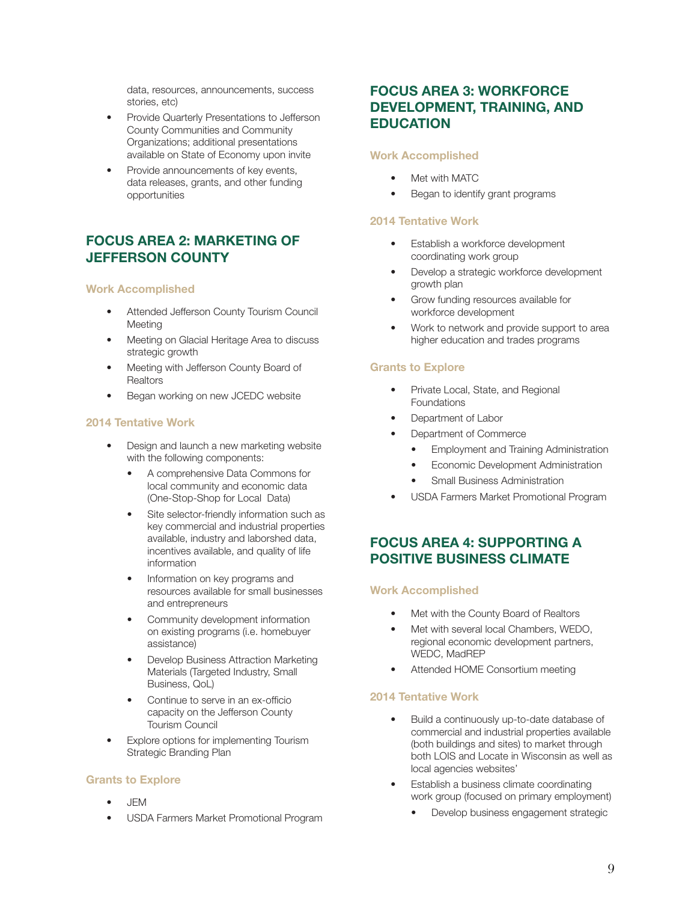data, resources, announcements, success stories, etc)

- Provide Quarterly Presentations to Jefferson County Communities and Community Organizations; additional presentations available on State of Economy upon invite
- Provide announcements of key events, data releases, grants, and other funding opportunities

## FOCUS AREA 2: MARKETING OF JEFFERSON COUNTY

### Work Accomplished

- Attended Jefferson County Tourism Council Meeting
- Meeting on Glacial Heritage Area to discuss strategic growth
- Meeting with Jefferson County Board of Realtors
- Began working on new JCEDC website

### 2014 Tentative Work

- Design and launch a new marketing website with the following components:
    - A comprehensive Data Commons for local community and economic data (One-Stop-Shop for Local Data)
    - Site selector-friendly information such as key commercial and industrial properties available, industry and laborshed data, incentives available, and quality of life information
    - Information on key programs and resources available for small businesses and entrepreneurs
    - Community development information on existing programs (i.e. homebuyer assistance)
    - Develop Business Attraction Marketing Materials (Targeted Industry, Small Business, QoL)
    - Continue to serve in an ex-officio capacity on the Jefferson County Tourism Council
- Explore options for implementing Tourism Strategic Branding Plan

### Grants to Explore

- JEM
- USDA Farmers Market Promotional Program

## FOCUS AREA 3: WORKFORCE DEVELOPMENT, TRAINING, AND EDUCATION

### Work Accomplished

- Met with MATC
- Began to identify grant programs

### 2014 Tentative Work

- Establish a workforce development coordinating work group
- Develop a strategic workforce development growth plan
- Grow funding resources available for workforce development
- Work to network and provide support to area higher education and trades programs

### Grants to Explore

- Private Local, State, and Regional Foundations
- Department of Labor
- Department of Commerce
    - Employment and Training Administration
    - Economic Development Administration
    - Small Business Administration
- USDA Farmers Market Promotional Program

## FOCUS AREA 4: SUPPORTING A POSITIVE BUSINESS CLIMATE

### Work Accomplished

- Met with the County Board of Realtors
- Met with several local Chambers, WEDO, regional economic development partners, WEDC, MadREP
- Attended HOME Consortium meeting

### 2014 Tentative Work

- Build a continuously up-to-date database of commercial and industrial properties available (both buildings and sites) to market through both LOIS and Locate in Wisconsin as well as local agencies websites'
- Establish a business climate coordinating work group (focused on primary employment)
    - Develop business engagement strategic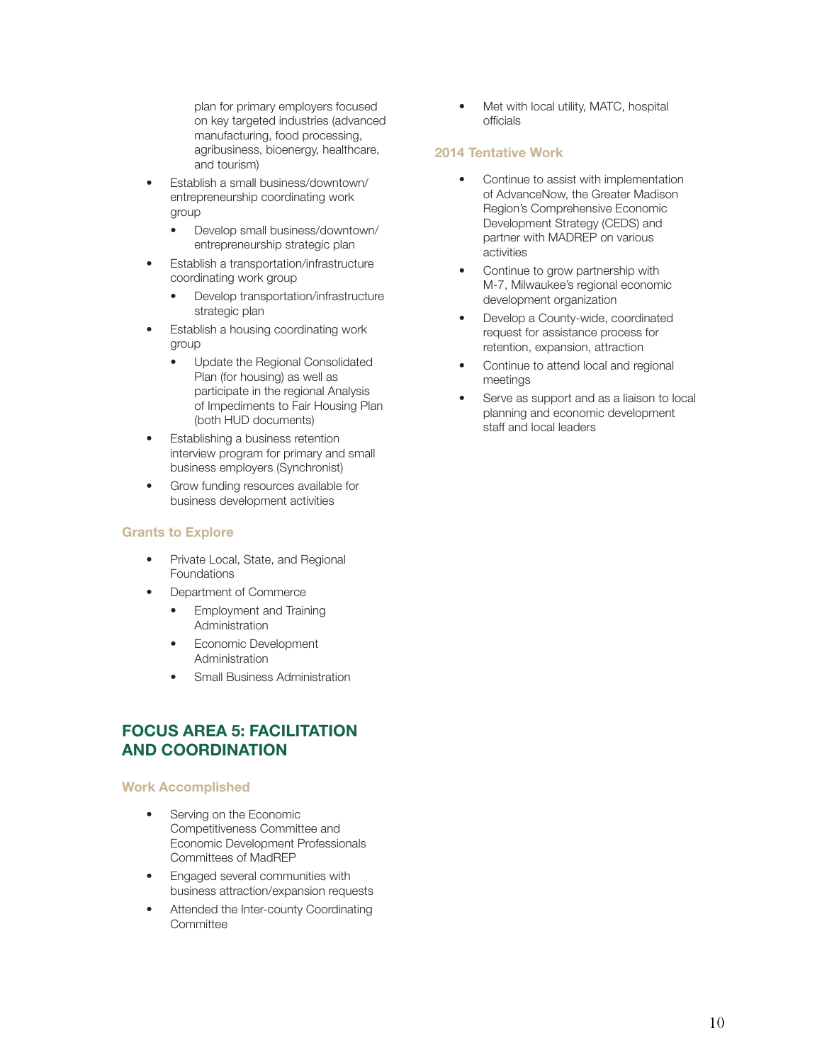plan for primary employers focused on key targeted industries (advanced manufacturing, food processing, agribusiness, bioenergy, healthcare, and tourism)

- Establish a small business/downtown/entrepreneurship coordinating work group
    - Develop small business/downtown/entrepreneurship strategic plan
- Establish a transportation/infrastructure coordinating work group
    - Develop transportation/infrastructure strategic plan
- Establish a housing coordinating work group
    - Update the Regional Consolidated Plan (for housing) as well as participate in the regional Analysis of Impediments to Fair Housing Plan (both HUD documents)
- Establishing a business retention interview program for primary and small business employers (Synchronist)
- Grow funding resources available for business development activities

### Grants to Explore

- Private Local, State, and Regional Foundations
- Department of Commerce
    - Employment and Training Administration
    - Economic Development Administration
    - Small Business Administration

## FOCUS AREA 5: FACILITATION AND COORDINATION

### Work Accomplished

- Serving on the Economic Competitiveness Committee and Economic Development Professionals Committees of MadREP
- Engaged several communities with business attraction/expansion requests
- Attended the Inter-county Coordinating Committee
- Met with local utility, MATC, hospital officials

### 2014 Tentative Work

- Continue to assist with implementation of AdvanceNow, the Greater Madison Region's Comprehensive Economic Development Strategy (CEDS) and partner with MADREP on various activities
- Continue to grow partnership with M-7, Milwaukee's regional economic development organization
- Develop a County-wide, coordinated request for assistance process for retention, expansion, attraction
- Continue to attend local and regional meetings
- Serve as support and as a liaison to local planning and economic development staff and local leaders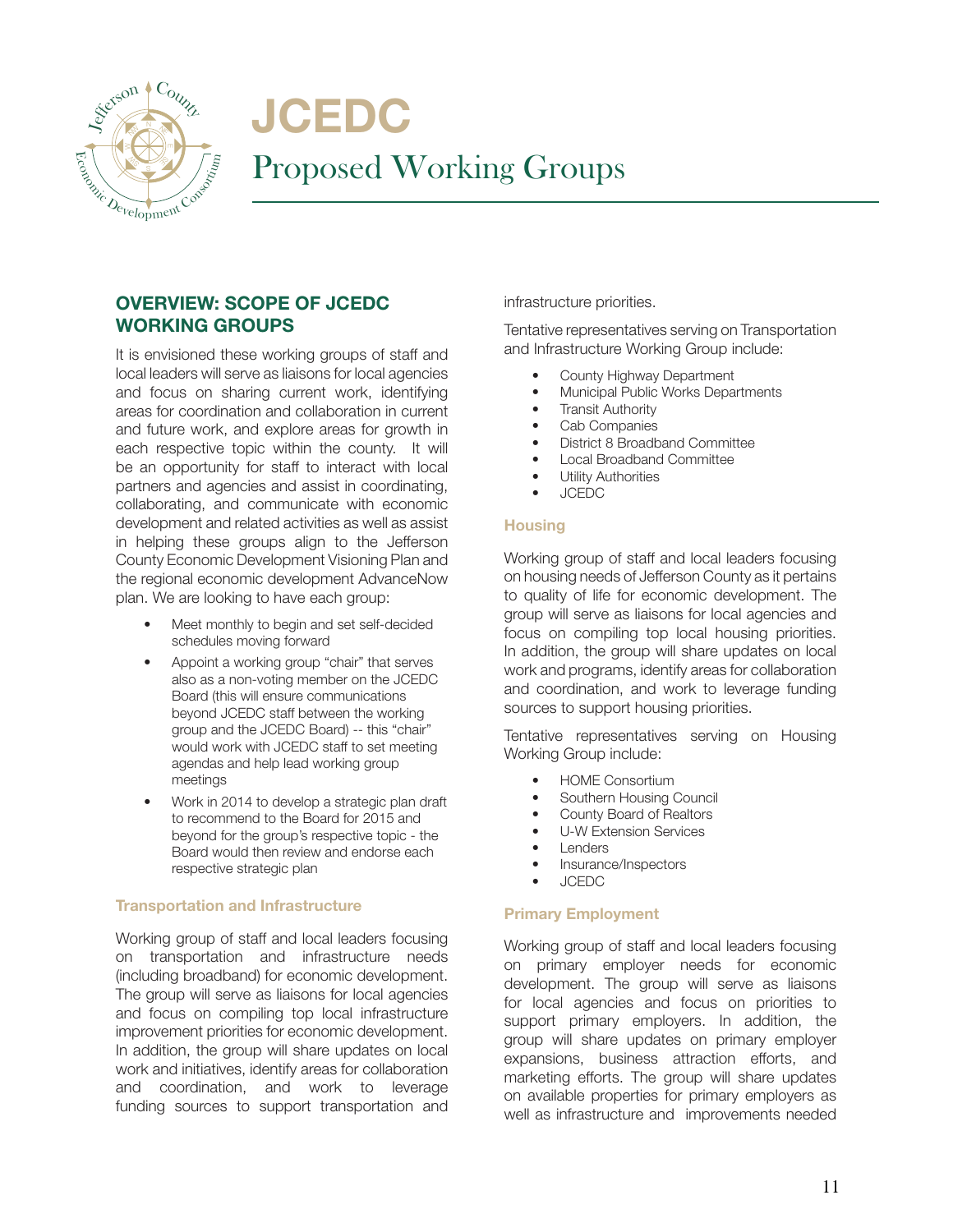# JCEDC

## Proposed Working Groups

### OVERVIEW: SCOPE OF JCEDC WORKING GROUPS

It is envisioned these working groups of staff and local leaders will serve as liaisons for local agencies and focus on sharing current work, identifying areas for coordination and collaboration in current and future work, and explore areas for growth in each respective topic within the county. It will be an opportunity for staff to interact with local partners and agencies and assist in coordinating, collaborating, and communicate with economic development and related activities as well as assist in helping these groups align to the Jefferson County Economic Development Visioning Plan and the regional economic development AdvanceNow plan. We are looking to have each group:

- Meet monthly to begin and set self-decided schedules moving forward
- Appoint a working group "chair" that serves also as a non-voting member on the JCEDC Board (this will ensure communications beyond JCEDC staff between the working group and the JCEDC Board) -- this "chair" would work with JCEDC staff to set meeting agendas and help lead working group meetings
- Work in 2014 to develop a strategic plan draft to recommend to the Board for 2015 and beyond for the group's respective topic - the Board would then review and endorse each respective strategic plan

#### Transportation and Infrastructure

Working group of staff and local leaders focusing on transportation and infrastructure needs (including broadband) for economic development. The group will serve as liaisons for local agencies and focus on compiling top local infrastructure improvement priorities for economic development. In addition, the group will share updates on local work and initiatives, identify areas for collaboration and coordination, and work to leverage funding sources to support transportation and infrastructure priorities.

Tentative representatives serving on Transportation and Infrastructure Working Group include:

- County Highway Department
- Municipal Public Works Departments
- Transit Authority
- Cab Companies
- District 8 Broadband Committee
- Local Broadband Committee
- Utility Authorities
- JCEDC

#### Housing

Working group of staff and local leaders focusing on housing needs of Jefferson County as it pertains to quality of life for economic development. The group will serve as liaisons for local agencies and focus on compiling top local housing priorities. In addition, the group will share updates on local work and programs, identify areas for collaboration and coordination, and work to leverage funding sources to support housing priorities.

Tentative representatives serving on Housing Working Group include:

- HOME Consortium
- Southern Housing Council
- County Board of Realtors
- U-W Extension Services
- Lenders
- Insurance/Inspectors
- JCEDC

#### Primary Employment

Working group of staff and local leaders focusing on primary employer needs for economic development. The group will serve as liaisons for local agencies and focus on priorities to support primary employers. In addition, the group will share updates on primary employer expansions, business attraction efforts, and marketing efforts. The group will share updates on available properties for primary employers as well as infrastructure and improvements needed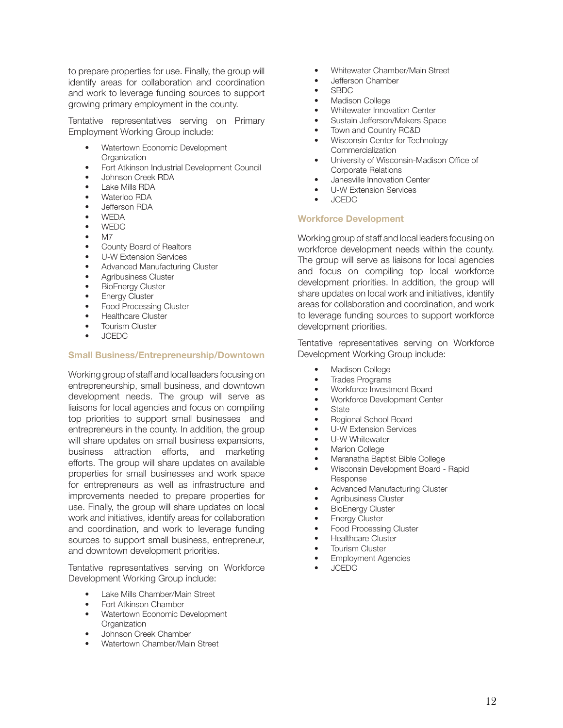to prepare properties for use. Finally, the group will identify areas for collaboration and coordination and work to leverage funding sources to support growing primary employment in the county.

Tentative representatives serving on Primary Employment Working Group include:

- Watertown Economic Development Organization
- Fort Atkinson Industrial Development Council
- Johnson Creek RDA
- Lake Mills RDA
- Waterloo RDA
- Jefferson RDA
- WEDA
- WEDC
- M7
- County Board of Realtors
- U-W Extension Services
- Advanced Manufacturing Cluster
- Agribusiness Cluster
- BioEnergy Cluster
- Energy Cluster
- Food Processing Cluster
- Healthcare Cluster
- Tourism Cluster
- JCEDC

### Small Business/Entrepreneurship/Downtown

Working group of staff and local leaders focusing on entrepreneurship, small business, and downtown development needs. The group will serve as liaisons for local agencies and focus on compiling top priorities to support small businesses and entrepreneurs in the county. In addition, the group will share updates on small business expansions, business attraction efforts, and marketing efforts. The group will share updates on available properties for small businesses and work space for entrepreneurs as well as infrastructure and improvements needed to prepare properties for use. Finally, the group will share updates on local work and initiatives, identify areas for collaboration and coordination, and work to leverage funding sources to support small business, entrepreneur, and downtown development priorities.

Tentative representatives serving on Workforce Development Working Group include:

- Lake Mills Chamber/Main Street
- Fort Atkinson Chamber
- Watertown Economic Development Organization
- Johnson Creek Chamber
- Watertown Chamber/Main Street
- Whitewater Chamber/Main Street
- Jefferson Chamber
- SBDC
- Madison College
- Whitewater Innovation Center
- Sustain Jefferson/Makers Space
- Town and Country RC&D
- Wisconsin Center for Technology Commercialization
- University of Wisconsin-Madison Office of Corporate Relations
- Janesville Innovation Center
- U-W Extension Services
- JCEDC

### Workforce Development

Working group of staff and local leaders focusing on workforce development needs within the county. The group will serve as liaisons for local agencies and focus on compiling top local workforce development priorities. In addition, the group will share updates on local work and initiatives, identify areas for collaboration and coordination, and work to leverage funding sources to support workforce development priorities.

Tentative representatives serving on Workforce Development Working Group include:

- Madison College
- Trades Programs
- Workforce Investment Board
- Workforce Development Center
- State
- Regional School Board
- U-W Extension Services
- U-W Whitewater
- Marion College
- Maranatha Baptist Bible College
- Wisconsin Development Board - Rapid Response
- Advanced Manufacturing Cluster
- Agribusiness Cluster
- BioEnergy Cluster
- Energy Cluster
- Food Processing Cluster
- Healthcare Cluster
- Tourism Cluster
- Employment Agencies
- JCEDC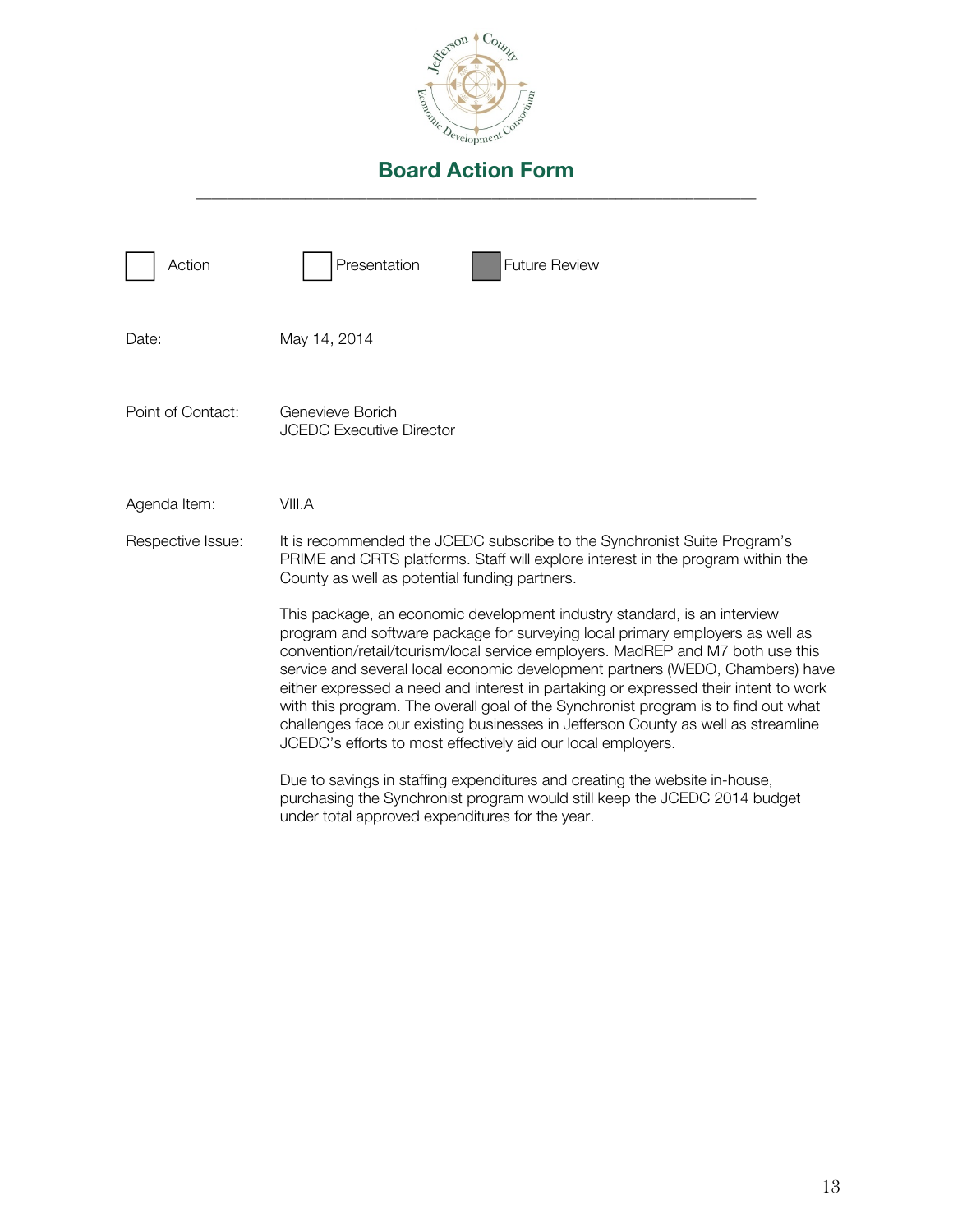# Board Action Form

☐ Action ☐ Presentation ☒ Future Review

Date: May 14, 2014

Point of Contact: Genevieve Borich
JCEDC Executive Director

Agenda Item: VIII.A

Respective Issue: It is recommended the JCEDC subscribe to the Synchronist Suite Program's PRIME and CRTS platforms. Staff will explore interest in the program within the County as well as potential funding partners.

This package, an economic development industry standard, is an interview program and software package for surveying local primary employers as well as convention/retail/tourism/local service employers. MadREP and M7 both use this service and several local economic development partners (WEDO, Chambers) have either expressed a need and interest in partaking or expressed their intent to work with this program. The overall goal of the Synchronist program is to find out what challenges face our existing businesses in Jefferson County as well as streamline JCEDC's efforts to most effectively aid our local employers.

Due to savings in staffing expenditures and creating the website in-house, purchasing the Synchronist program would still keep the JCEDC 2014 budget under total approved expenditures for the year.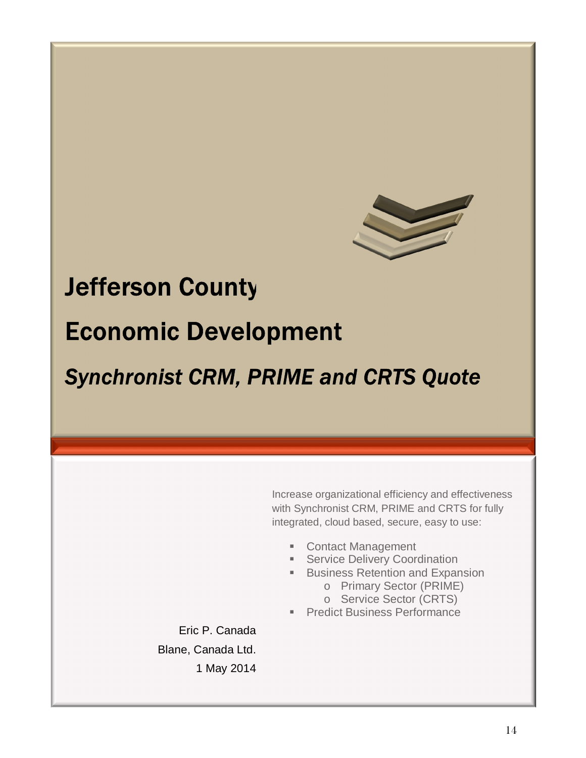# Jefferson County

# Economic Development

## *Synchronist CRM, PRIME and CRTS Quote*

Increase organizational efficiency and effectiveness with Synchronist CRM, PRIME and CRTS for fully integrated, cloud based, secure, easy to use:

- Contact Management
- Service Delivery Coordination
- Business Retention and Expansion
  - Primary Sector (PRIME)
  - Service Sector (CRTS)
- Predict Business Performance

Eric P. Canada

Blane, Canada Ltd.

1 May 2014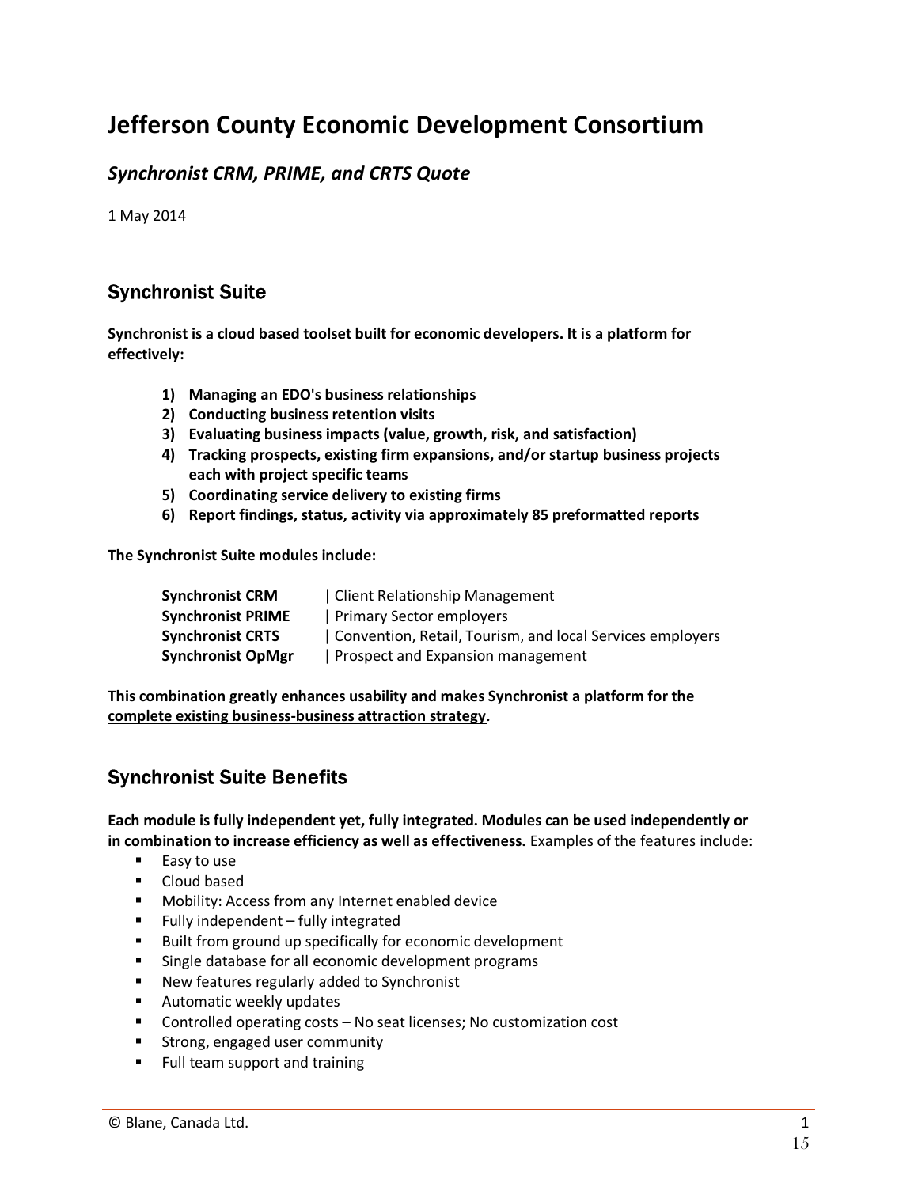# Jefferson County Economic Development Consortium

## *Synchronist CRM, PRIME, and CRTS Quote*

1 May 2014

## Synchronist Suite

**Synchronist is a cloud based toolset built for economic developers. It is a platform for effectively:**

1) **Managing an EDO's business relationships**
2) **Conducting business retention visits**
3) **Evaluating business impacts (value, growth, risk, and satisfaction)**
4) **Tracking prospects, existing firm expansions, and/or startup business projects each with project specific teams**
5) **Coordinating service delivery to existing firms**
6) **Report findings, status, activity via approximately 85 preformatted reports**

**The Synchronist Suite modules include:**

| | |
|---|---|
| **Synchronist CRM** | Client Relationship Management |
| **Synchronist PRIME** | Primary Sector employers |
| **Synchronist CRTS** | Convention, Retail, Tourism, and local Services employers |
| **Synchronist OpMgr** | Prospect and Expansion management |

**This combination greatly enhances usability and makes Synchronist a platform for the <u>complete existing business-business attraction strategy</u>.**

## Synchronist Suite Benefits

**Each module is fully independent yet, fully integrated. Modules can be used independently or in combination to increase efficiency as well as effectiveness.** Examples of the features include:

- Easy to use
- Cloud based
- Mobility: Access from any Internet enabled device
- Fully independent – fully integrated
- Built from ground up specifically for economic development
- Single database for all economic development programs
- New features regularly added to Synchronist
- Automatic weekly updates
- Controlled operating costs – No seat licenses; No customization cost
- Strong, engaged user community
- Full team support and training

© Blane, Canada Ltd.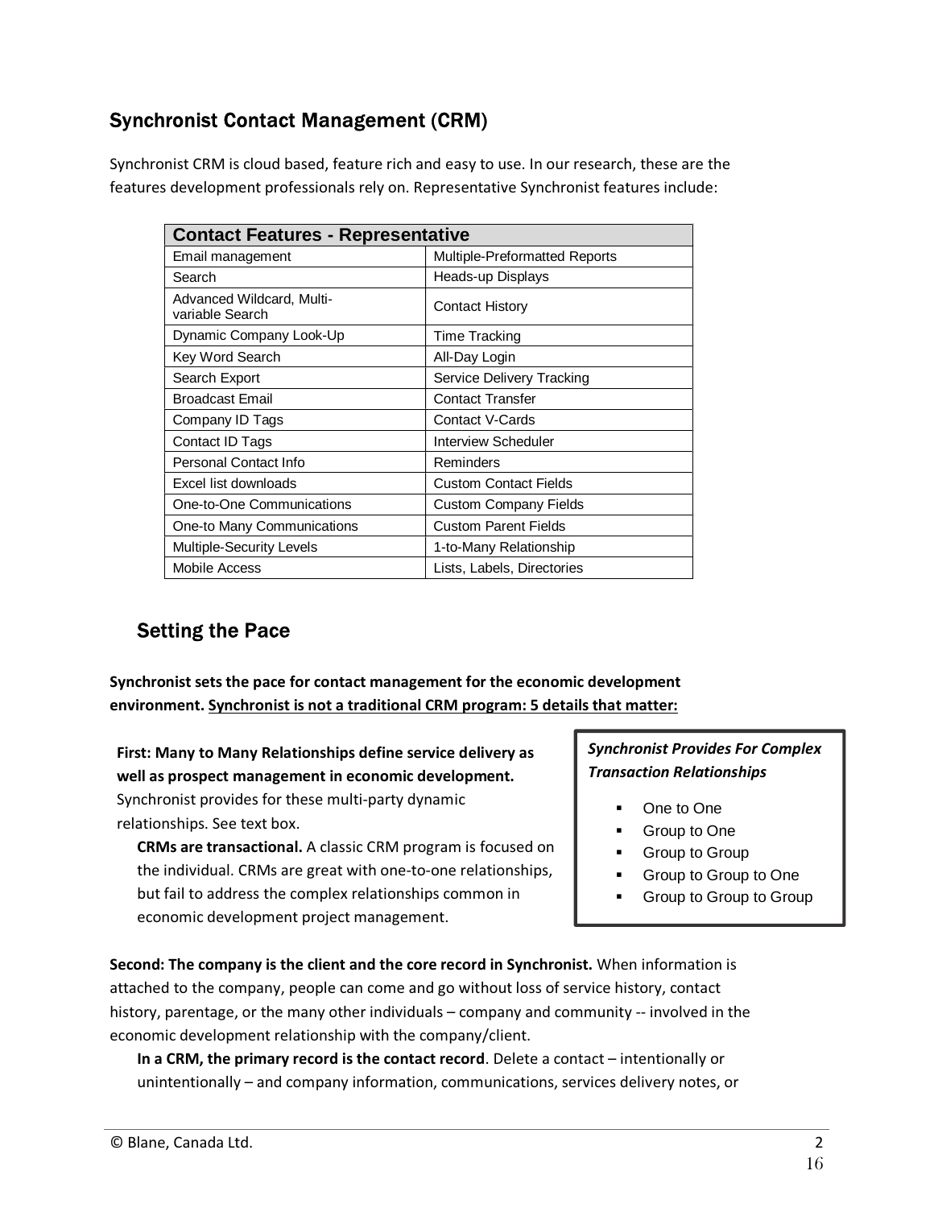## Synchronist Contact Management (CRM)

Synchronist CRM is cloud based, feature rich and easy to use. In our research, these are the features development professionals rely on. Representative Synchronist features include:

| Contact Features - Representative | |
|---|---|
| Email management | Multiple-Preformatted Reports |
| Search | Heads-up Displays |
| Advanced Wildcard, Multi-variable Search | Contact History |
| Dynamic Company Look-Up | Time Tracking |
| Key Word Search | All-Day Login |
| Search Export | Service Delivery Tracking |
| Broadcast Email | Contact Transfer |
| Company ID Tags | Contact V-Cards |
| Contact ID Tags | Interview Scheduler |
| Personal Contact Info | Reminders |
| Excel list downloads | Custom Contact Fields |
| One-to-One Communications | Custom Company Fields |
| One-to Many Communications | Custom Parent Fields |
| Multiple-Security Levels | 1-to-Many Relationship |
| Mobile Access | Lists, Labels, Directories |

### Setting the Pace

**Synchronist sets the pace for contact management for the economic development environment. <u>Synchronist is not a traditional CRM program: 5 details that matter:</u>**

**First: Many to Many Relationships define service delivery as well as prospect management in economic development.** Synchronist provides for these multi-party dynamic relationships. See text box.

**CRMs are transactional.** A classic CRM program is focused on the individual. CRMs are great with one-to-one relationships, but fail to address the complex relationships common in economic development project management.

> ***Synchronist Provides For Complex Transaction Relationships***
>
> - One to One
> - Group to One
> - Group to Group
> - Group to Group to One
> - Group to Group to Group

**Second: The company is the client and the core record in Synchronist.** When information is attached to the company, people can come and go without loss of service history, contact history, parentage, or the many other individuals – company and community -- involved in the economic development relationship with the company/client.

**In a CRM, the primary record is the contact record**. Delete a contact – intentionally or unintentionally – and company information, communications, services delivery notes, or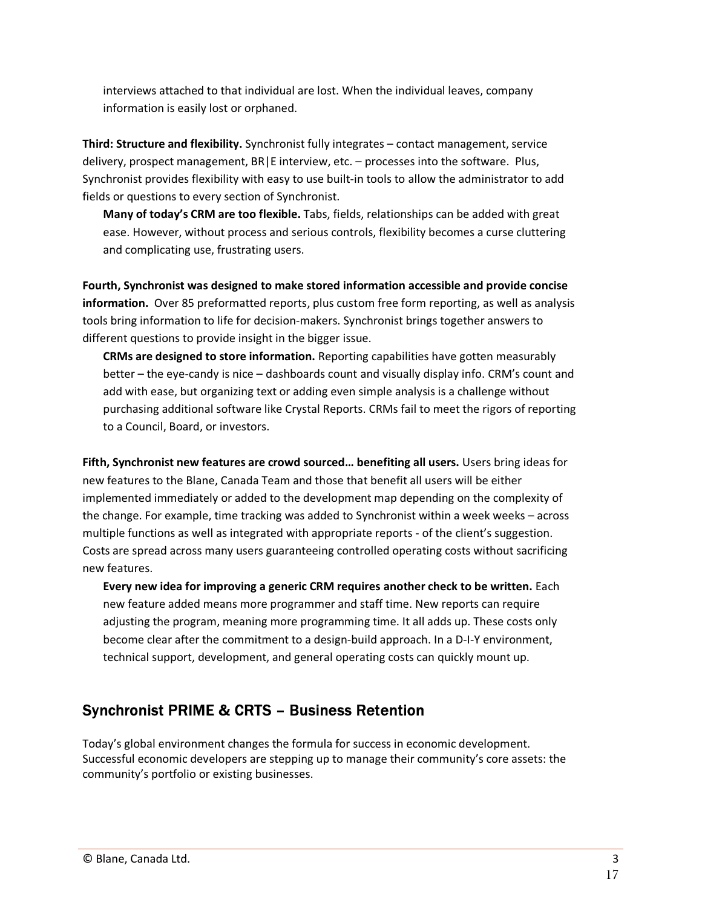interviews attached to that individual are lost. When the individual leaves, company information is easily lost or orphaned.

**Third: Structure and flexibility.** Synchronist fully integrates – contact management, service delivery, prospect management, BR|E interview, etc. – processes into the software. Plus, Synchronist provides flexibility with easy to use built-in tools to allow the administrator to add fields or questions to every section of Synchronist.

**Many of today's CRM are too flexible.** Tabs, fields, relationships can be added with great ease. However, without process and serious controls, flexibility becomes a curse cluttering and complicating use, frustrating users.

**Fourth, Synchronist was designed to make stored information accessible and provide concise information.** Over 85 preformatted reports, plus custom free form reporting, as well as analysis tools bring information to life for decision-makers. Synchronist brings together answers to different questions to provide insight in the bigger issue.

**CRMs are designed to store information.** Reporting capabilities have gotten measurably better – the eye-candy is nice – dashboards count and visually display info. CRM's count and add with ease, but organizing text or adding even simple analysis is a challenge without purchasing additional software like Crystal Reports. CRMs fail to meet the rigors of reporting to a Council, Board, or investors.

**Fifth, Synchronist new features are crowd sourced… benefiting all users.** Users bring ideas for new features to the Blane, Canada Team and those that benefit all users will be either implemented immediately or added to the development map depending on the complexity of the change. For example, time tracking was added to Synchronist within a week weeks – across multiple functions as well as integrated with appropriate reports - of the client's suggestion. Costs are spread across many users guaranteeing controlled operating costs without sacrificing new features.

**Every new idea for improving a generic CRM requires another check to be written.** Each new feature added means more programmer and staff time. New reports can require adjusting the program, meaning more programming time. It all adds up. These costs only become clear after the commitment to a design-build approach. In a D-I-Y environment, technical support, development, and general operating costs can quickly mount up.

## Synchronist PRIME & CRTS – Business Retention

Today's global environment changes the formula for success in economic development. Successful economic developers are stepping up to manage their community's core assets: the community's portfolio or existing businesses.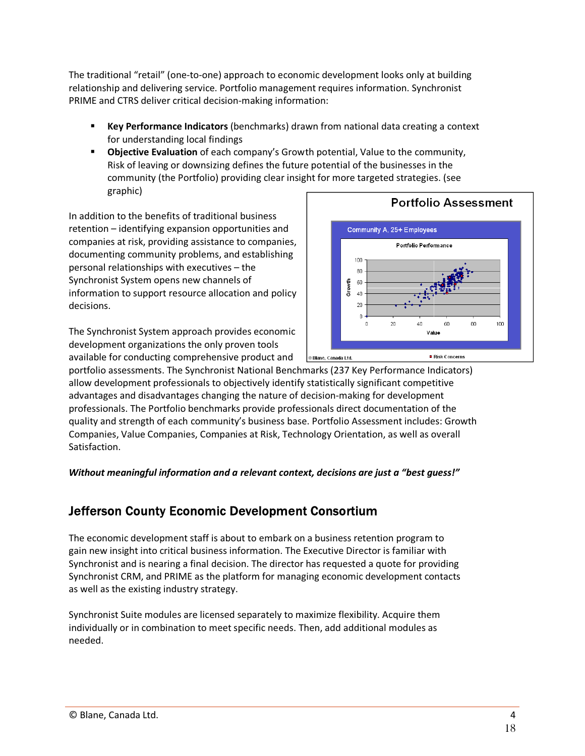The traditional "retail" (one-to-one) approach to economic development looks only at building relationship and delivering service. Portfolio management requires information. Synchronist PRIME and CTRS deliver critical decision-making information:

- **Key Performance Indicators** (benchmarks) drawn from national data creating a context for understanding local findings
- **Objective Evaluation** of each company's Growth potential, Value to the community, Risk of leaving or downsizing defines the future potential of the businesses in the community (the Portfolio) providing clear insight for more targeted strategies. (see graphic)

In addition to the benefits of traditional business retention – identifying expansion opportunities and companies at risk, providing assistance to companies, documenting community problems, and establishing personal relationships with executives – the Synchronist System opens new channels of information to support resource allocation and policy decisions.

The Synchronist System approach provides economic development organizations the only proven tools available for conducting comprehensive product and portfolio assessments. The Synchronist National Benchmarks (237 Key Performance Indicators) allow development professionals to objectively identify statistically significant competitive advantages and disadvantages changing the nature of decision-making for development professionals. The Portfolio benchmarks provide professionals direct documentation of the quality and strength of each community's business base. Portfolio Assessment includes: Growth Companies, Value Companies, Companies at Risk, Technology Orientation, as well as overall Satisfaction.

***Without meaningful information and a relevant context, decisions are just a "best guess!"***

## Jefferson County Economic Development Consortium

The economic development staff is about to embark on a business retention program to gain new insight into critical business information. The Executive Director is familiar with Synchronist and is nearing a final decision. The director has requested a quote for providing Synchronist CRM, and PRIME as the platform for managing economic development contacts as well as the existing industry strategy.

Synchronist Suite modules are licensed separately to maximize flexibility. Acquire them individually or in combination to meet specific needs. Then, add additional modules as needed.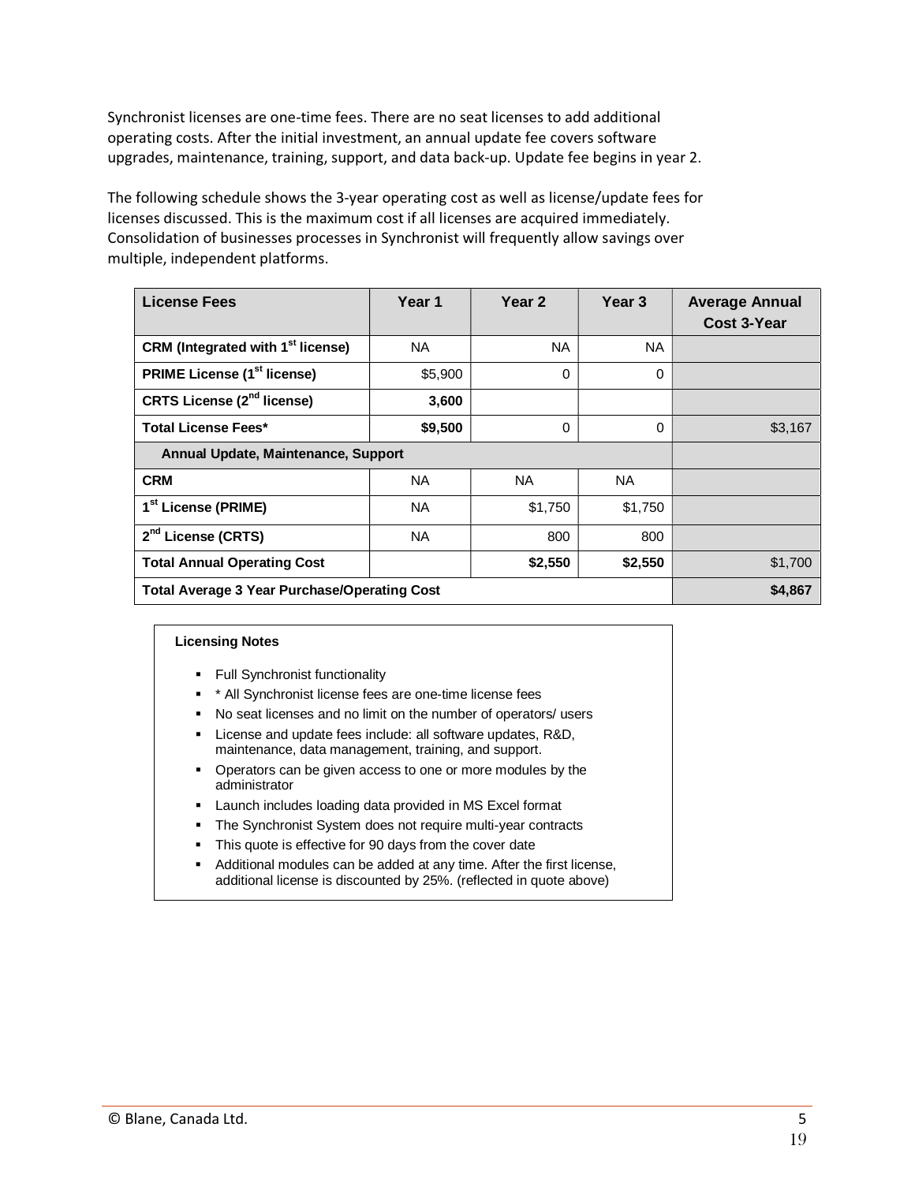Synchronist licenses are one-time fees. There are no seat licenses to add additional operating costs. After the initial investment, an annual update fee covers software upgrades, maintenance, training, support, and data back-up. Update fee begins in year 2.

The following schedule shows the 3-year operating cost as well as license/update fees for licenses discussed. This is the maximum cost if all licenses are acquired immediately. Consolidation of businesses processes in Synchronist will frequently allow savings over multiple, independent platforms.

| License Fees | Year 1 | Year 2 | Year 3 | Average Annual Cost 3-Year |
|---|---|---|---|---|
| **CRM (Integrated with 1st license)** | NA | NA | NA | |
| **PRIME License (1st license)** | $5,900 | 0 | 0 | |
| **CRTS License (2nd license)** | **3,600** | | | |
| **Total License Fees*** | **$9,500** | 0 | 0 | $3,167 |
| **Annual Update, Maintenance, Support** | | | | |
| **CRM** | NA | NA | NA | |
| **1st License (PRIME)** | NA | $1,750 | $1,750 | |
| **2nd License (CRTS)** | NA | 800 | 800 | |
| **Total Annual Operating Cost** | | **$2,550** | **$2,550** | $1,700 |
| **Total Average 3 Year Purchase/Operating Cost** | | | | **$4,867** |

**Licensing Notes**

- Full Synchronist functionality
- * All Synchronist license fees are one-time license fees
- No seat licenses and no limit on the number of operators/ users
- License and update fees include: all software updates, R&D, maintenance, data management, training, and support.
- Operators can be given access to one or more modules by the administrator
- Launch includes loading data provided in MS Excel format
- The Synchronist System does not require multi-year contracts
- This quote is effective for 90 days from the cover date
- Additional modules can be added at any time. After the first license, additional license is discounted by 25%. (reflected in quote above)

© Blane, Canada Ltd.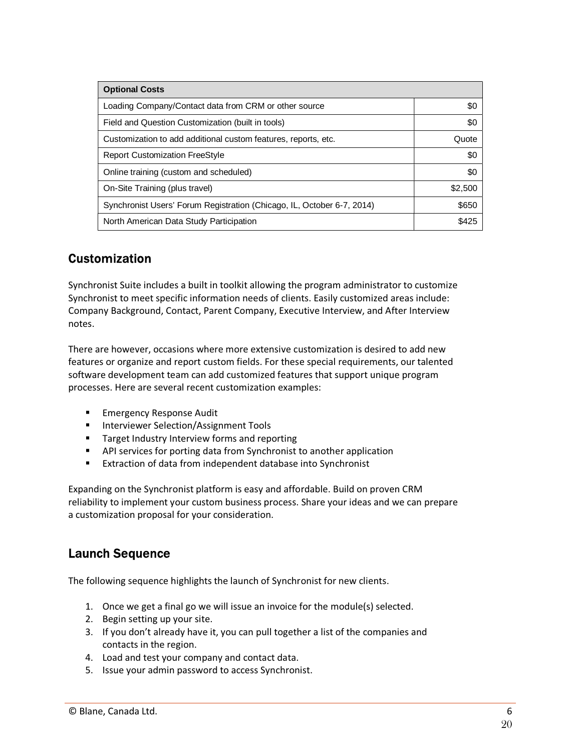| Optional Costs | |
|---|---|
| Loading Company/Contact data from CRM or other source | $0 |
| Field and Question Customization (built in tools) | $0 |
| Customization to add additional custom features, reports, etc. | Quote |
| Report Customization FreeStyle | $0 |
| Online training (custom and scheduled) | $0 |
| On-Site Training (plus travel) | $2,500 |
| Synchronist Users' Forum Registration (Chicago, IL, October 6-7, 2014) | $650 |
| North American Data Study Participation | $425 |

## Customization

Synchronist Suite includes a built in toolkit allowing the program administrator to customize Synchronist to meet specific information needs of clients. Easily customized areas include: Company Background, Contact, Parent Company, Executive Interview, and After Interview notes.

There are however, occasions where more extensive customization is desired to add new features or organize and report custom fields. For these special requirements, our talented software development team can add customized features that support unique program processes. Here are several recent customization examples:

- Emergency Response Audit
- Interviewer Selection/Assignment Tools
- Target Industry Interview forms and reporting
- API services for porting data from Synchronist to another application
- Extraction of data from independent database into Synchronist

Expanding on the Synchronist platform is easy and affordable. Build on proven CRM reliability to implement your custom business process. Share your ideas and we can prepare a customization proposal for your consideration.

## Launch Sequence

The following sequence highlights the launch of Synchronist for new clients.

1. Once we get a final go we will issue an invoice for the module(s) selected.
2. Begin setting up your site.
3. If you don't already have it, you can pull together a list of the companies and contacts in the region.
4. Load and test your company and contact data.
5. Issue your admin password to access Synchronist.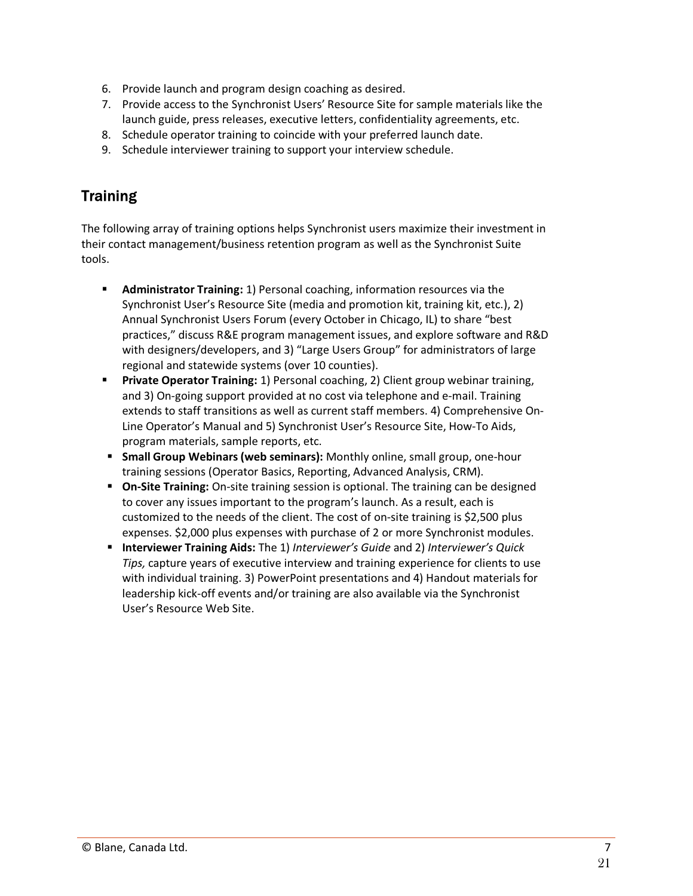6. Provide launch and program design coaching as desired.
7. Provide access to the Synchronist Users' Resource Site for sample materials like the launch guide, press releases, executive letters, confidentiality agreements, etc.
8. Schedule operator training to coincide with your preferred launch date.
9. Schedule interviewer training to support your interview schedule.

## Training

The following array of training options helps Synchronist users maximize their investment in their contact management/business retention program as well as the Synchronist Suite tools.

- **Administrator Training:** 1) Personal coaching, information resources via the Synchronist User's Resource Site (media and promotion kit, training kit, etc.), 2) Annual Synchronist Users Forum (every October in Chicago, IL) to share "best practices," discuss R&E program management issues, and explore software and R&D with designers/developers, and 3) "Large Users Group" for administrators of large regional and statewide systems (over 10 counties).
- **Private Operator Training:** 1) Personal coaching, 2) Client group webinar training, and 3) On-going support provided at no cost via telephone and e-mail. Training extends to staff transitions as well as current staff members. 4) Comprehensive On-Line Operator's Manual and 5) Synchronist User's Resource Site, How-To Aids, program materials, sample reports, etc.
- **Small Group Webinars (web seminars):** Monthly online, small group, one-hour training sessions (Operator Basics, Reporting, Advanced Analysis, CRM).
- **On-Site Training:** On-site training session is optional. The training can be designed to cover any issues important to the program's launch. As a result, each is customized to the needs of the client. The cost of on-site training is $2,500 plus expenses. $2,000 plus expenses with purchase of 2 or more Synchronist modules.
- **Interviewer Training Aids:** The 1) *Interviewer's Guide* and 2) *Interviewer's Quick Tips,* capture years of executive interview and training experience for clients to use with individual training. 3) PowerPoint presentations and 4) Handout materials for leadership kick-off events and/or training are also available via the Synchronist User's Resource Web Site.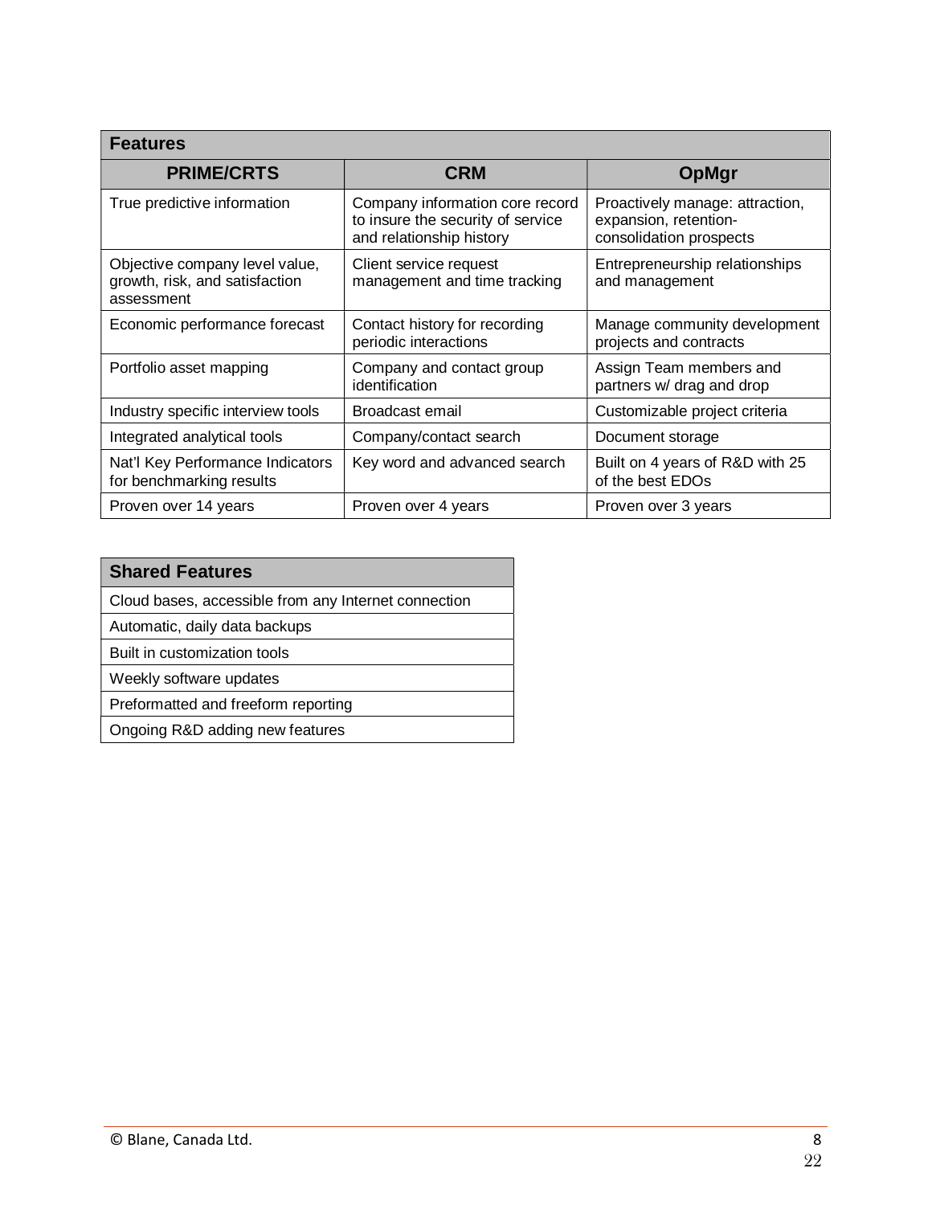| Features | | |
|---|---|---|
| **PRIME/CRTS** | **CRM** | **OpMgr** |
| True predictive information | Company information core record to insure the security of service and relationship history | Proactively manage: attraction, expansion, retention-consolidation prospects |
| Objective company level value, growth, risk, and satisfaction assessment | Client service request management and time tracking | Entrepreneurship relationships and management |
| Economic performance forecast | Contact history for recording periodic interactions | Manage community development projects and contracts |
| Portfolio asset mapping | Company and contact group identification | Assign Team members and partners w/ drag and drop |
| Industry specific interview tools | Broadcast email | Customizable project criteria |
| Integrated analytical tools | Company/contact search | Document storage |
| Nat'l Key Performance Indicators for benchmarking results | Key word and advanced search | Built on 4 years of R&D with 25 of the best EDOs |
| Proven over 14 years | Proven over 4 years | Proven over 3 years |

| Shared Features |
|---|
| Cloud bases, accessible from any Internet connection |
| Automatic, daily data backups |
| Built in customization tools |
| Weekly software updates |
| Preformatted and freeform reporting |
| Ongoing R&D adding new features |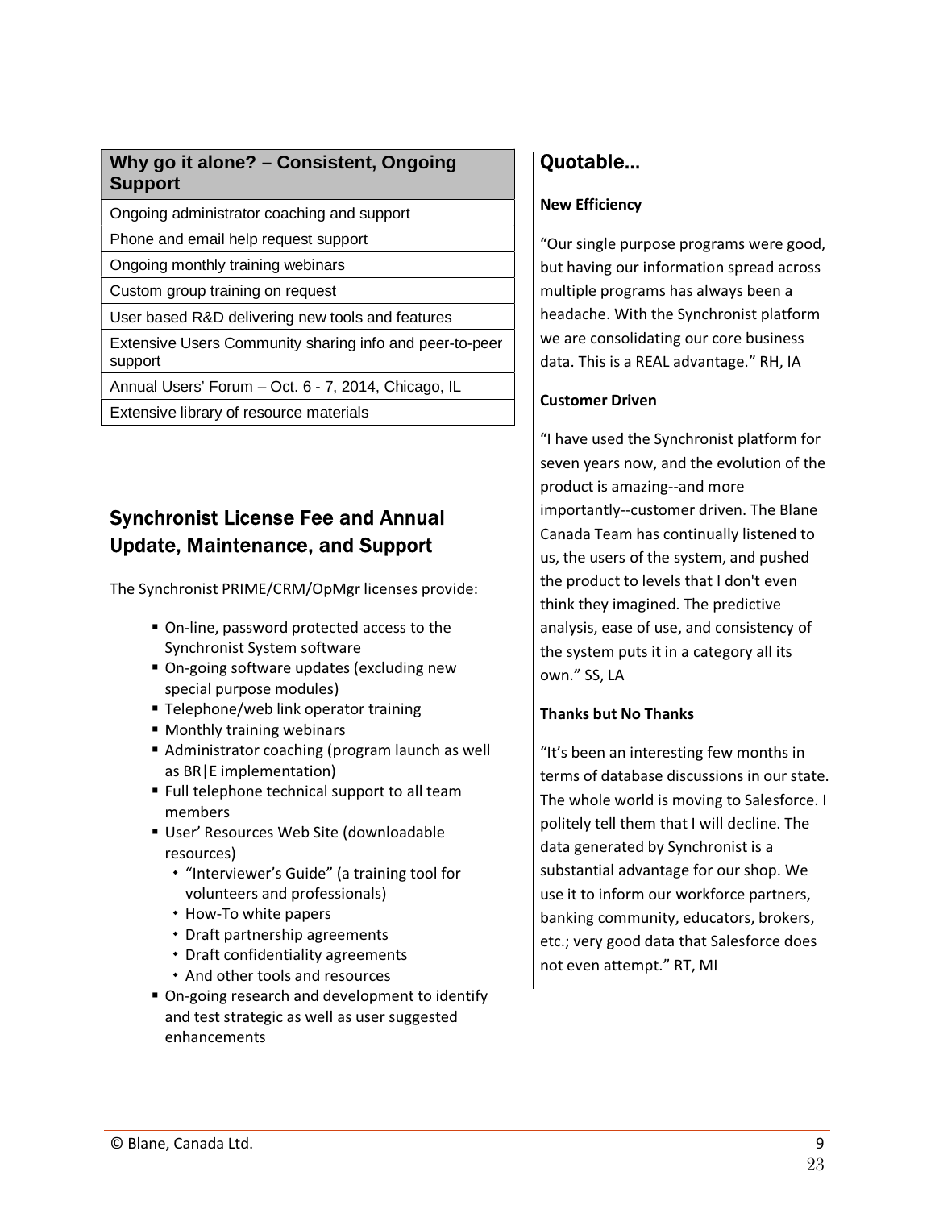| Why go it alone? – Consistent, Ongoing Support |
|---|
| Ongoing administrator coaching and support |
| Phone and email help request support |
| Ongoing monthly training webinars |
| Custom group training on request |
| User based R&D delivering new tools and features |
| Extensive Users Community sharing info and peer-to-peer support |
| Annual Users' Forum – Oct. 6 - 7, 2014, Chicago, IL |
| Extensive library of resource materials |

## Synchronist License Fee and Annual Update, Maintenance, and Support

The Synchronist PRIME/CRM/OpMgr licenses provide:

- On-line, password protected access to the Synchronist System software
- On-going software updates (excluding new special purpose modules)
- Telephone/web link operator training
- Monthly training webinars
- Administrator coaching (program launch as well as BR|E implementation)
- Full telephone technical support to all team members
- User' Resources Web Site (downloadable resources)
  - "Interviewer's Guide" (a training tool for volunteers and professionals)
  - How-To white papers
  - Draft partnership agreements
  - Draft confidentiality agreements
  - And other tools and resources
- On-going research and development to identify and test strategic as well as user suggested enhancements

## Quotable...

**New Efficiency**

"Our single purpose programs were good, but having our information spread across multiple programs has always been a headache. With the Synchronist platform we are consolidating our core business data. This is a REAL advantage." RH, IA

**Customer Driven**

"I have used the Synchronist platform for seven years now, and the evolution of the product is amazing--and more importantly--customer driven. The Blane Canada Team has continually listened to us, the users of the system, and pushed the product to levels that I don't even think they imagined. The predictive analysis, ease of use, and consistency of the system puts it in a category all its own." SS, LA

**Thanks but No Thanks**

"It's been an interesting few months in terms of database discussions in our state. The whole world is moving to Salesforce. I politely tell them that I will decline. The data generated by Synchronist is a substantial advantage for our shop. We use it to inform our workforce partners, banking community, educators, brokers, etc.; very good data that Salesforce does not even attempt." RT, MI

© Blane, Canada Ltd.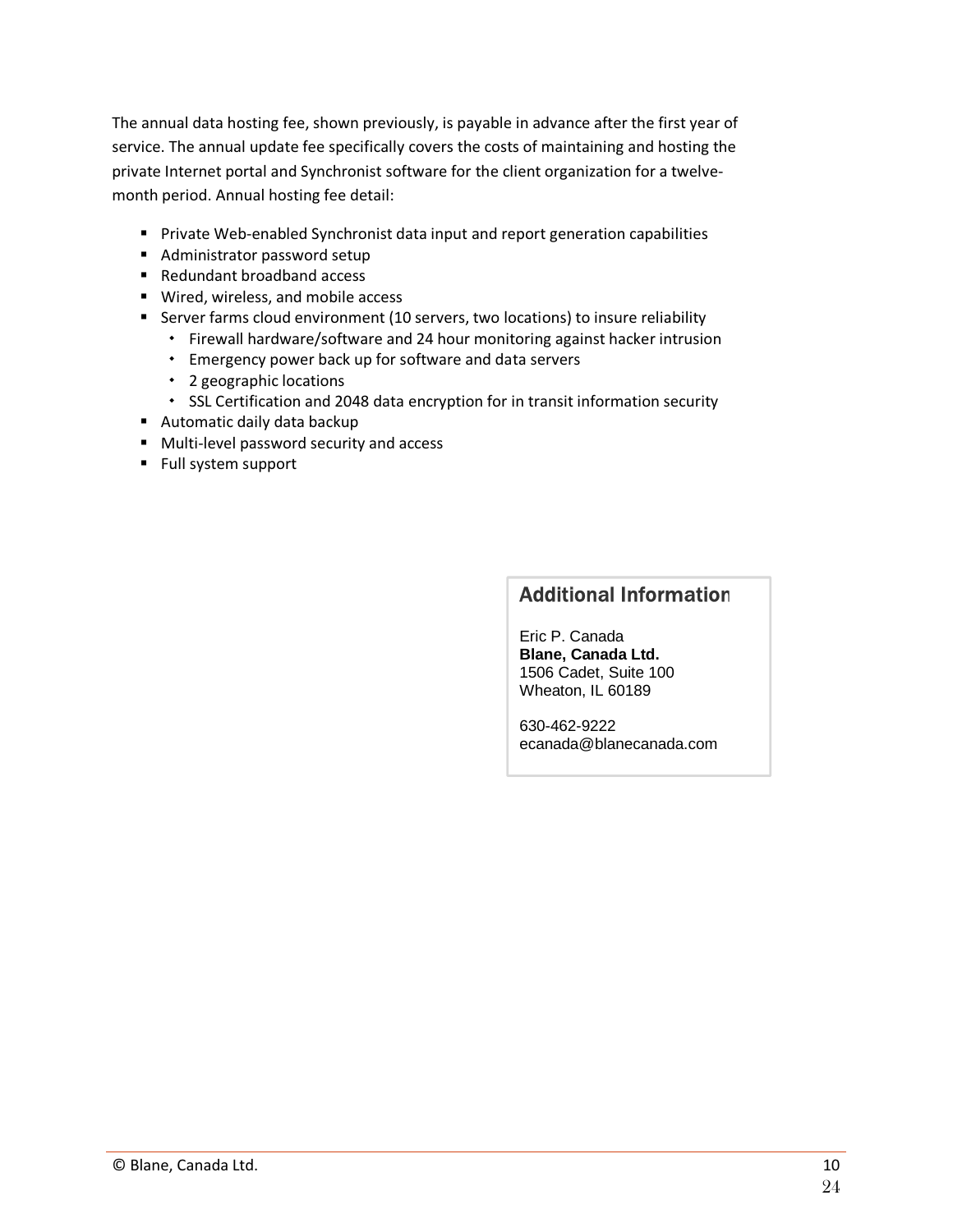The annual data hosting fee, shown previously, is payable in advance after the first year of service. The annual update fee specifically covers the costs of maintaining and hosting the private Internet portal and Synchronist software for the client organization for a twelve-month period. Annual hosting fee detail:

- Private Web-enabled Synchronist data input and report generation capabilities
- Administrator password setup
- Redundant broadband access
- Wired, wireless, and mobile access
- Server farms cloud environment (10 servers, two locations) to insure reliability
  - Firewall hardware/software and 24 hour monitoring against hacker intrusion
  - Emergency power back up for software and data servers
  - 2 geographic locations
  - SSL Certification and 2048 data encryption for in transit information security
- Automatic daily data backup
- Multi-level password security and access
- Full system support

### Additional Information

Eric P. Canada
**Blane, Canada Ltd.**
1506 Cadet, Suite 100
Wheaton, IL 60189

630-462-9222
ecanada@blanecanada.com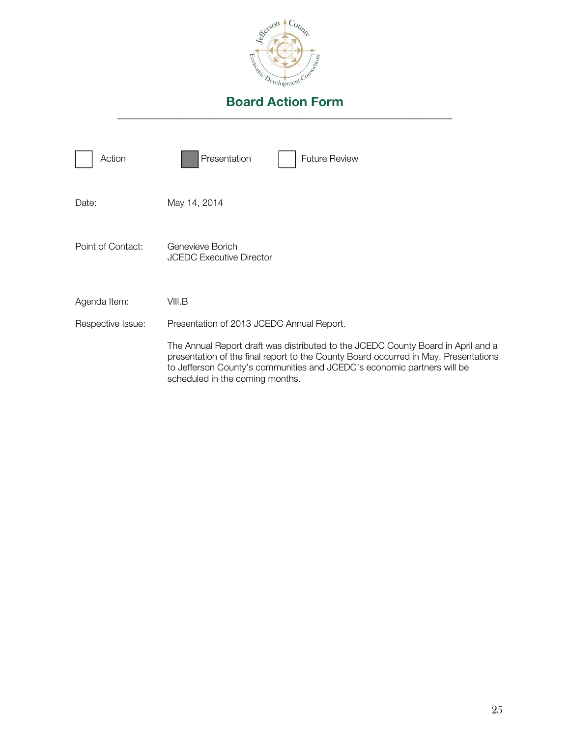# Board Action Form

---

☐ Action ☒ Presentation ☐ Future Review

Date: May 14, 2014

Point of Contact: Genevieve Borich
JCEDC Executive Director

Agenda Item: VIII.B

Respective Issue: Presentation of 2013 JCEDC Annual Report.

The Annual Report draft was distributed to the JCEDC County Board in April and a presentation of the final report to the County Board occurred in May. Presentations to Jefferson County's communities and JCEDC's economic partners will be scheduled in the coming months.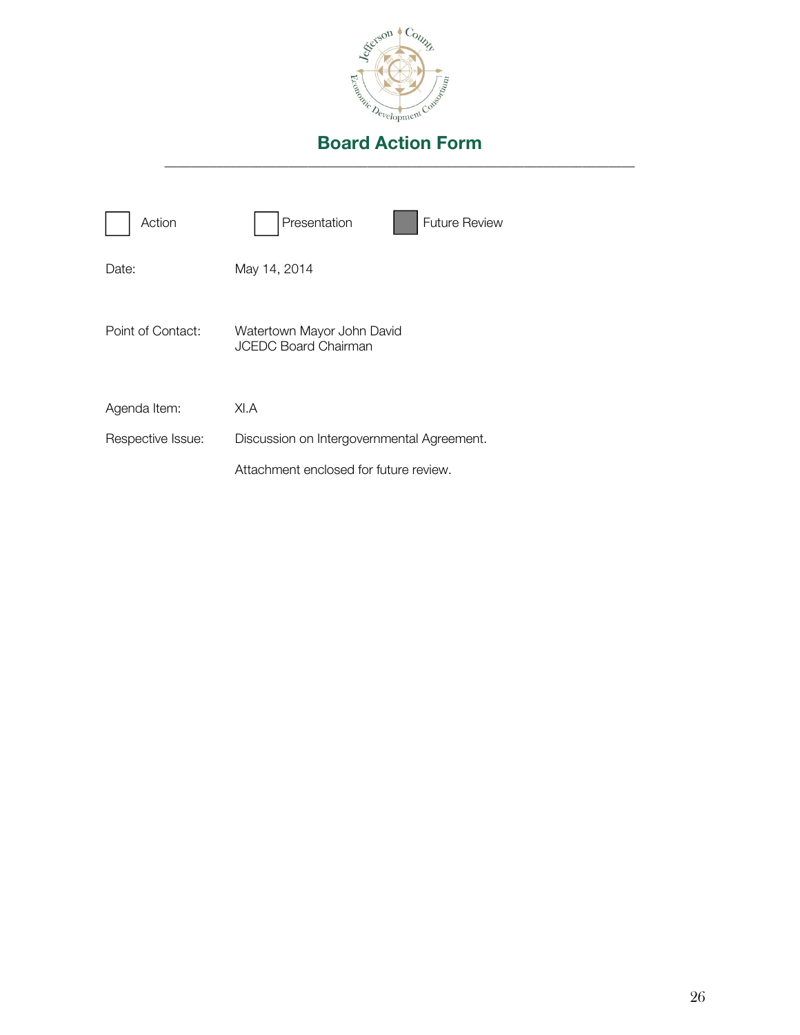# Board Action Form

---

☐ Action ☐ Presentation ☒ Future Review

Date: May 14, 2014

Point of Contact: Watertown Mayor John David
JCEDC Board Chairman

Agenda Item: XI.A

Respective Issue: Discussion on Intergovernmental Agreement.

Attachment enclosed for future review.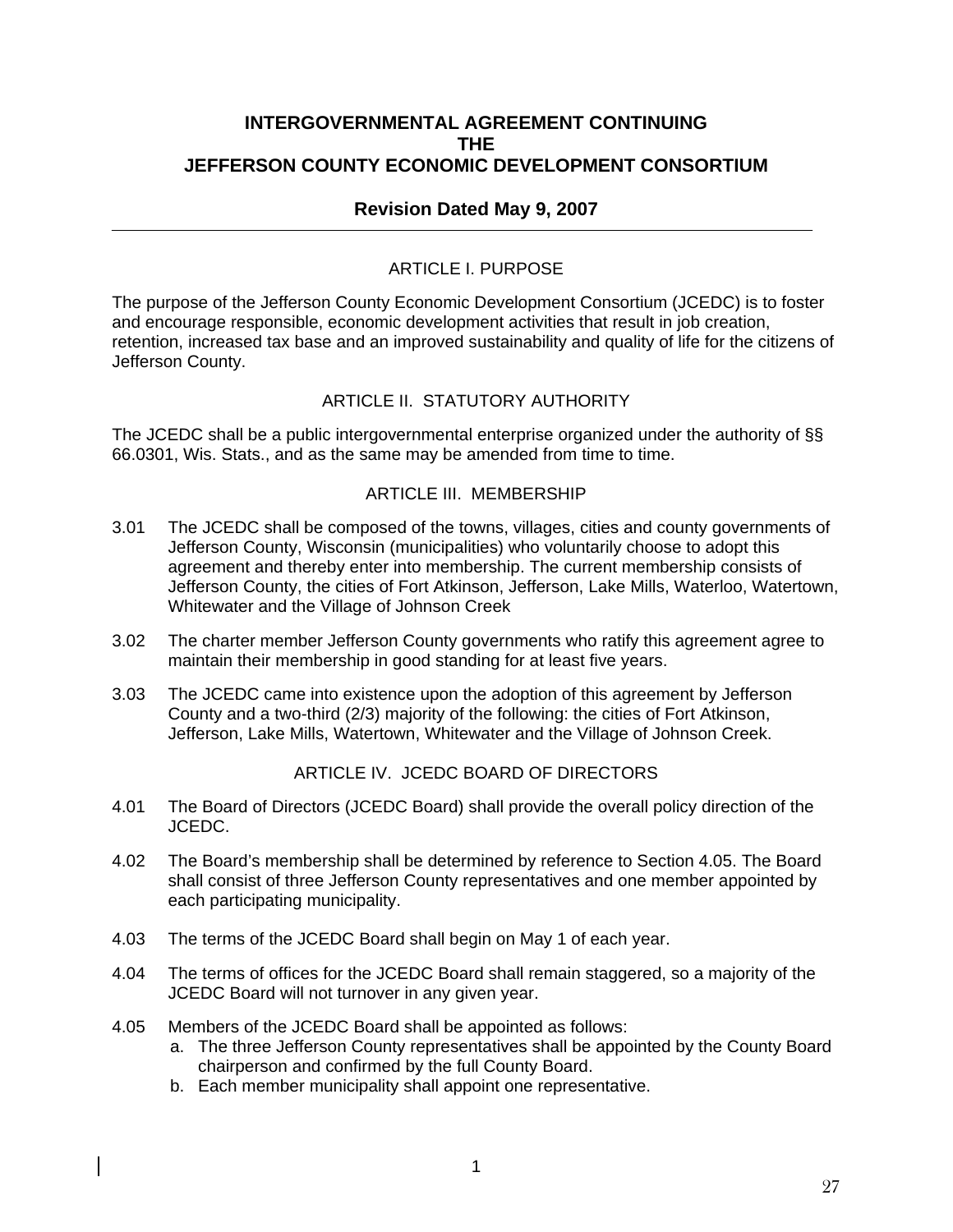# INTERGOVERNMENTAL AGREEMENT CONTINUING THE JEFFERSON COUNTY ECONOMIC DEVELOPMENT CONSORTIUM

## Revision Dated May 9, 2007

### ARTICLE I. PURPOSE

The purpose of the Jefferson County Economic Development Consortium (JCEDC) is to foster and encourage responsible, economic development activities that result in job creation, retention, increased tax base and an improved sustainability and quality of life for the citizens of Jefferson County.

### ARTICLE II. STATUTORY AUTHORITY

The JCEDC shall be a public intergovernmental enterprise organized under the authority of §§ 66.0301, Wis. Stats., and as the same may be amended from time to time.

### ARTICLE III. MEMBERSHIP

3.01 The JCEDC shall be composed of the towns, villages, cities and county governments of Jefferson County, Wisconsin (municipalities) who voluntarily choose to adopt this agreement and thereby enter into membership. The current membership consists of Jefferson County, the cities of Fort Atkinson, Jefferson, Lake Mills, Waterloo, Watertown, Whitewater and the Village of Johnson Creek

3.02 The charter member Jefferson County governments who ratify this agreement agree to maintain their membership in good standing for at least five years.

3.03 The JCEDC came into existence upon the adoption of this agreement by Jefferson County and a two-third (2/3) majority of the following: the cities of Fort Atkinson, Jefferson, Lake Mills, Watertown, Whitewater and the Village of Johnson Creek.

### ARTICLE IV. JCEDC BOARD OF DIRECTORS

4.01 The Board of Directors (JCEDC Board) shall provide the overall policy direction of the JCEDC.

4.02 The Board's membership shall be determined by reference to Section 4.05. The Board shall consist of three Jefferson County representatives and one member appointed by each participating municipality.

4.03 The terms of the JCEDC Board shall begin on May 1 of each year.

4.04 The terms of offices for the JCEDC Board shall remain staggered, so a majority of the JCEDC Board will not turnover in any given year.

4.05 Members of the JCEDC Board shall be appointed as follows:

a. The three Jefferson County representatives shall be appointed by the County Board chairperson and confirmed by the full County Board.
b. Each member municipality shall appoint one representative.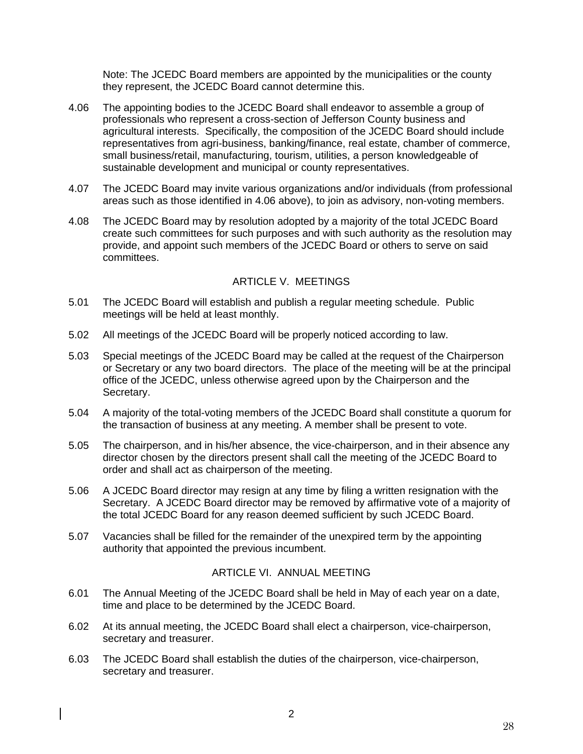Note: The JCEDC Board members are appointed by the municipalities or the county they represent, the JCEDC Board cannot determine this.

4.06 The appointing bodies to the JCEDC Board shall endeavor to assemble a group of professionals who represent a cross-section of Jefferson County business and agricultural interests. Specifically, the composition of the JCEDC Board should include representatives from agri-business, banking/finance, real estate, chamber of commerce, small business/retail, manufacturing, tourism, utilities, a person knowledgeable of sustainable development and municipal or county representatives.

4.07 The JCEDC Board may invite various organizations and/or individuals (from professional areas such as those identified in 4.06 above), to join as advisory, non-voting members.

4.08 The JCEDC Board may by resolution adopted by a majority of the total JCEDC Board create such committees for such purposes and with such authority as the resolution may provide, and appoint such members of the JCEDC Board or others to serve on said committees.

## ARTICLE V. MEETINGS

5.01 The JCEDC Board will establish and publish a regular meeting schedule. Public meetings will be held at least monthly.

5.02 All meetings of the JCEDC Board will be properly noticed according to law.

5.03 Special meetings of the JCEDC Board may be called at the request of the Chairperson or Secretary or any two board directors. The place of the meeting will be at the principal office of the JCEDC, unless otherwise agreed upon by the Chairperson and the Secretary.

5.04 A majority of the total-voting members of the JCEDC Board shall constitute a quorum for the transaction of business at any meeting. A member shall be present to vote.

5.05 The chairperson, and in his/her absence, the vice-chairperson, and in their absence any director chosen by the directors present shall call the meeting of the JCEDC Board to order and shall act as chairperson of the meeting.

5.06 A JCEDC Board director may resign at any time by filing a written resignation with the Secretary. A JCEDC Board director may be removed by affirmative vote of a majority of the total JCEDC Board for any reason deemed sufficient by such JCEDC Board.

5.07 Vacancies shall be filled for the remainder of the unexpired term by the appointing authority that appointed the previous incumbent.

## ARTICLE VI. ANNUAL MEETING

6.01 The Annual Meeting of the JCEDC Board shall be held in May of each year on a date, time and place to be determined by the JCEDC Board.

6.02 At its annual meeting, the JCEDC Board shall elect a chairperson, vice-chairperson, secretary and treasurer.

6.03 The JCEDC Board shall establish the duties of the chairperson, vice-chairperson, secretary and treasurer.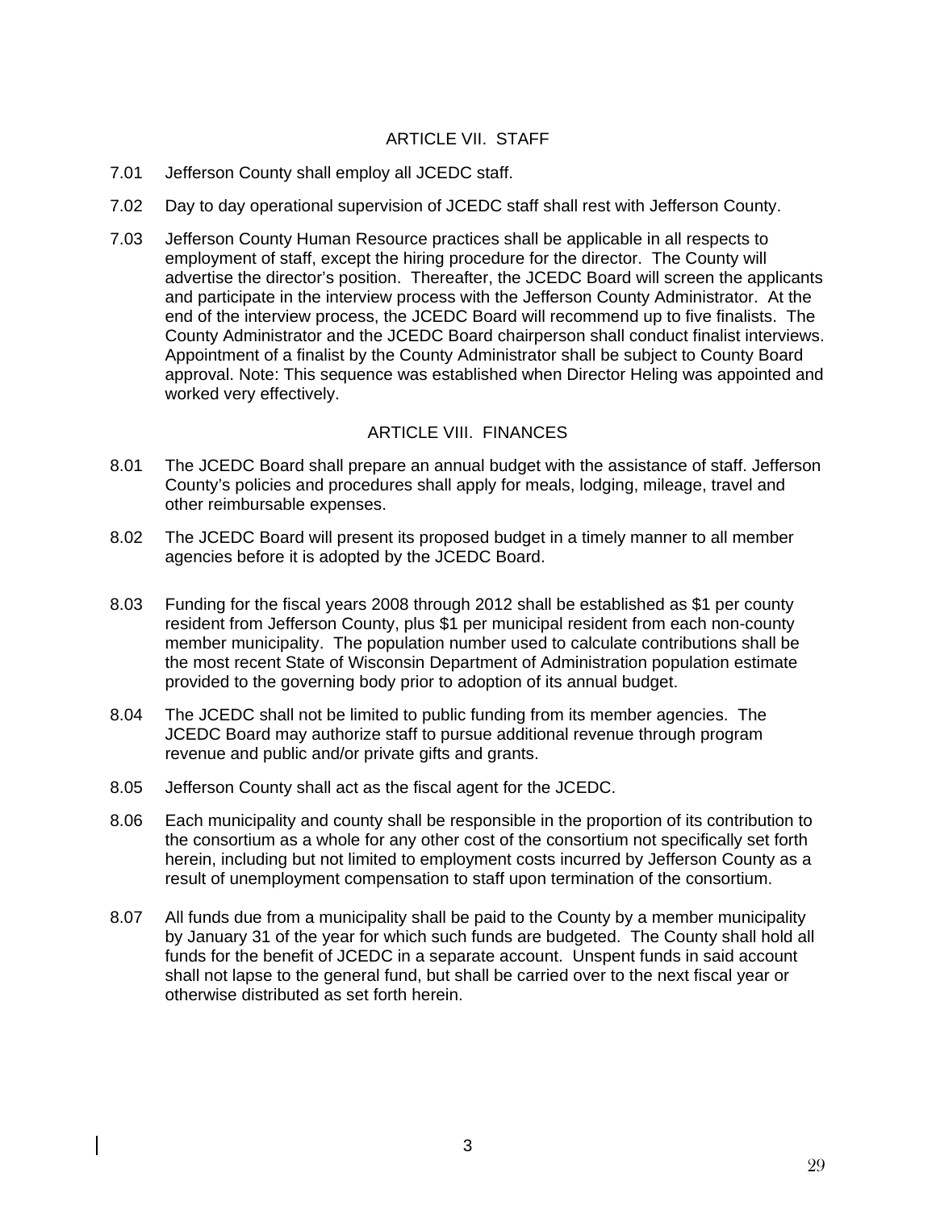## ARTICLE VII. STAFF

7.01 Jefferson County shall employ all JCEDC staff.

7.02 Day to day operational supervision of JCEDC staff shall rest with Jefferson County.

7.03 Jefferson County Human Resource practices shall be applicable in all respects to employment of staff, except the hiring procedure for the director. The County will advertise the director's position. Thereafter, the JCEDC Board will screen the applicants and participate in the interview process with the Jefferson County Administrator. At the end of the interview process, the JCEDC Board will recommend up to five finalists. The County Administrator and the JCEDC Board chairperson shall conduct finalist interviews. Appointment of a finalist by the County Administrator shall be subject to County Board approval. Note: This sequence was established when Director Heling was appointed and worked very effectively.

## ARTICLE VIII. FINANCES

8.01 The JCEDC Board shall prepare an annual budget with the assistance of staff. Jefferson County's policies and procedures shall apply for meals, lodging, mileage, travel and other reimbursable expenses.

8.02 The JCEDC Board will present its proposed budget in a timely manner to all member agencies before it is adopted by the JCEDC Board.

8.03 Funding for the fiscal years 2008 through 2012 shall be established as $1 per county resident from Jefferson County, plus $1 per municipal resident from each non-county member municipality. The population number used to calculate contributions shall be the most recent State of Wisconsin Department of Administration population estimate provided to the governing body prior to adoption of its annual budget.

8.04 The JCEDC shall not be limited to public funding from its member agencies. The JCEDC Board may authorize staff to pursue additional revenue through program revenue and public and/or private gifts and grants.

8.05 Jefferson County shall act as the fiscal agent for the JCEDC.

8.06 Each municipality and county shall be responsible in the proportion of its contribution to the consortium as a whole for any other cost of the consortium not specifically set forth herein, including but not limited to employment costs incurred by Jefferson County as a result of unemployment compensation to staff upon termination of the consortium.

8.07 All funds due from a municipality shall be paid to the County by a member municipality by January 31 of the year for which such funds are budgeted. The County shall hold all funds for the benefit of JCEDC in a separate account. Unspent funds in said account shall not lapse to the general fund, but shall be carried over to the next fiscal year or otherwise distributed as set forth herein.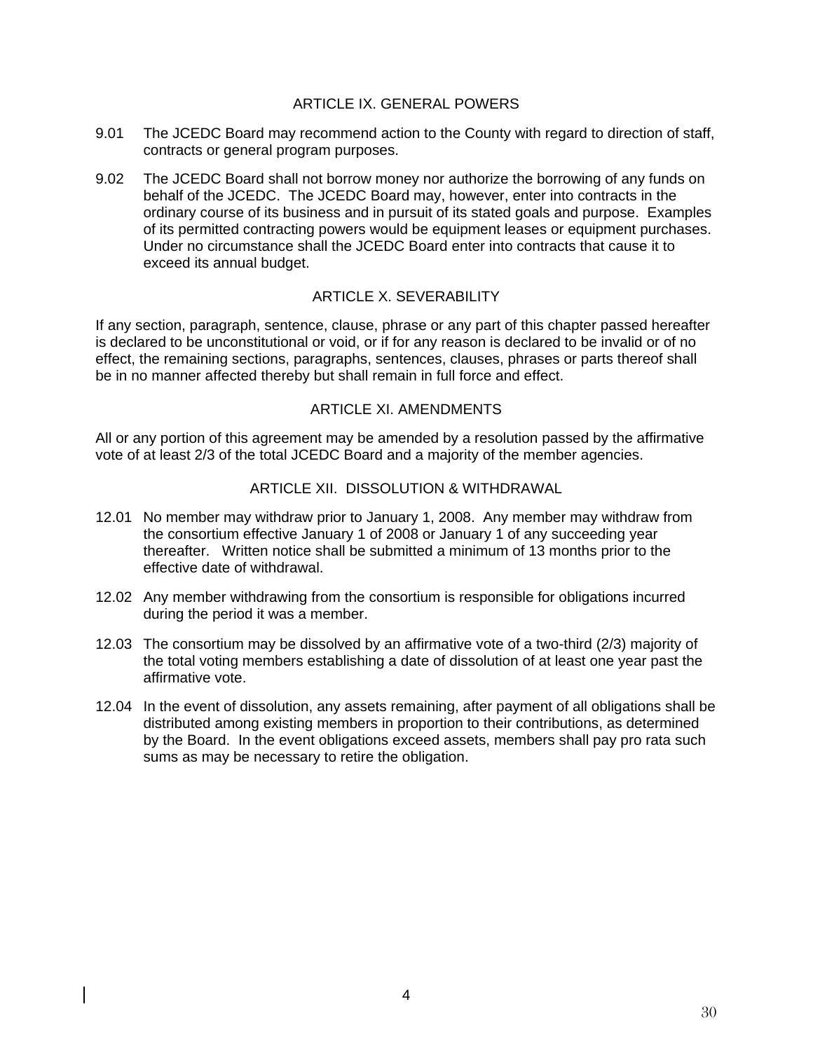## ARTICLE IX. GENERAL POWERS

9.01 The JCEDC Board may recommend action to the County with regard to direction of staff, contracts or general program purposes.

9.02 The JCEDC Board shall not borrow money nor authorize the borrowing of any funds on behalf of the JCEDC. The JCEDC Board may, however, enter into contracts in the ordinary course of its business and in pursuit of its stated goals and purpose. Examples of its permitted contracting powers would be equipment leases or equipment purchases. Under no circumstance shall the JCEDC Board enter into contracts that cause it to exceed its annual budget.

## ARTICLE X. SEVERABILITY

If any section, paragraph, sentence, clause, phrase or any part of this chapter passed hereafter is declared to be unconstitutional or void, or if for any reason is declared to be invalid or of no effect, the remaining sections, paragraphs, sentences, clauses, phrases or parts thereof shall be in no manner affected thereby but shall remain in full force and effect.

## ARTICLE XI. AMENDMENTS

All or any portion of this agreement may be amended by a resolution passed by the affirmative vote of at least 2/3 of the total JCEDC Board and a majority of the member agencies.

## ARTICLE XII. DISSOLUTION & WITHDRAWAL

12.01 No member may withdraw prior to January 1, 2008. Any member may withdraw from the consortium effective January 1 of 2008 or January 1 of any succeeding year thereafter. Written notice shall be submitted a minimum of 13 months prior to the effective date of withdrawal.

12.02 Any member withdrawing from the consortium is responsible for obligations incurred during the period it was a member.

12.03 The consortium may be dissolved by an affirmative vote of a two-third (2/3) majority of the total voting members establishing a date of dissolution of at least one year past the affirmative vote.

12.04 In the event of dissolution, any assets remaining, after payment of all obligations shall be distributed among existing members in proportion to their contributions, as determined by the Board. In the event obligations exceed assets, members shall pay pro rata such sums as may be necessary to retire the obligation.